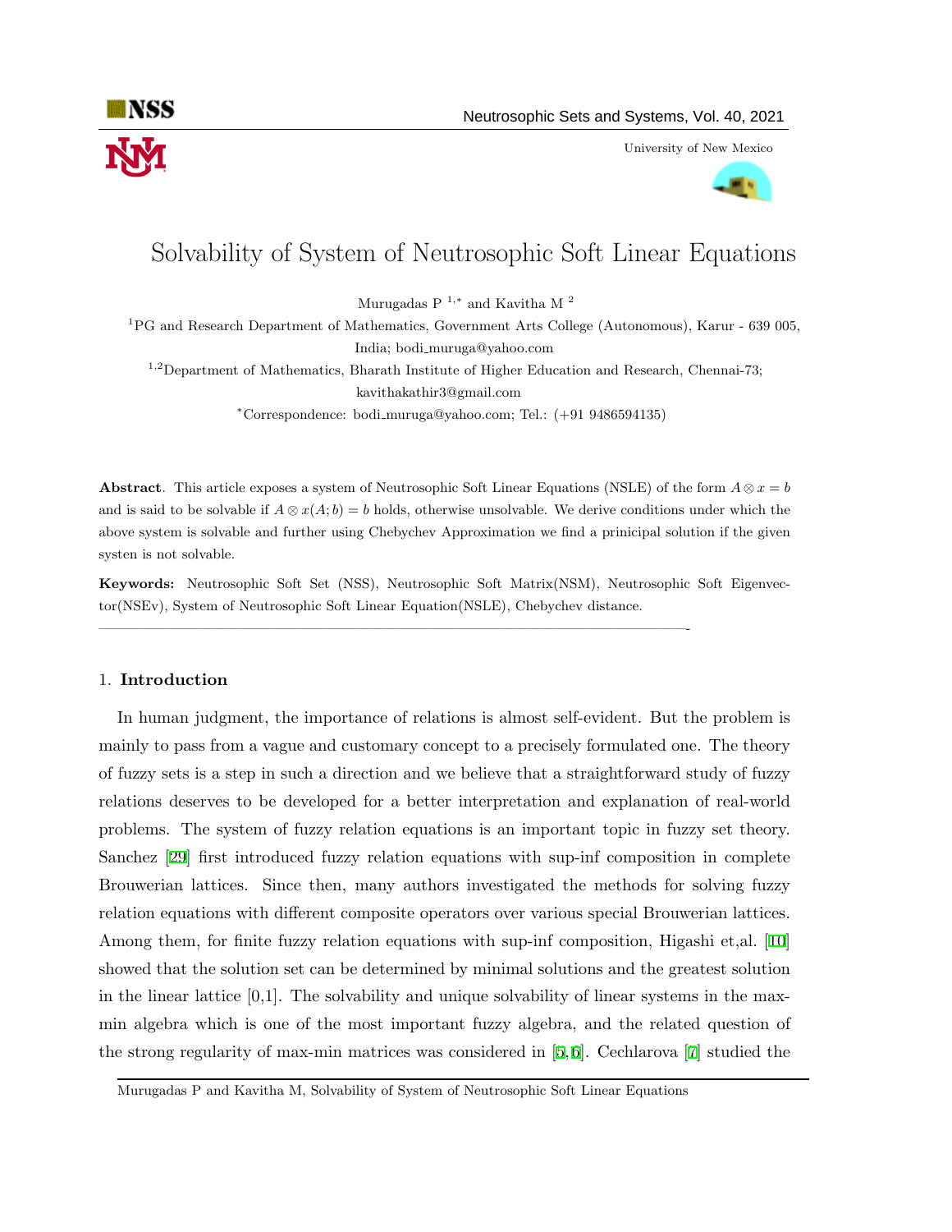# Solvability of System of Neutrosophic Soft Linear Equations

Murugadas P [1,*] and Kavitha M [2]

[1]PG and Research Department of Mathematics, Government Arts College (Autonomous), Karur - 639 005, India; bodi_muruga@yahoo.com

[1,2]Department of Mathematics, Bharath Institute of Higher Education and Research, Chennai-73; kavithakathir3@gmail.com

*Correspondence: bodi_muruga@yahoo.com; Tel.: (+91 9486594135)

**Abstract**. This article exposes a system of Neutrosophic Soft Linear Equations (NSLE) of the form $A \otimes x = b$ and is said to be solvable if $A \otimes x(A; b) = b$ holds, otherwise unsolvable. We derive conditions under which the above system is solvable and further using Chebychev Approximation we find a prinicipal solution if the given systen is not solvable.

**Keywords:** Neutrosophic Soft Set (NSS), Neutrosophic Soft Matrix(NSM), Neutrosophic Soft Eigenvector(NSEv), System of Neutrosophic Soft Linear Equation(NSLE), Chebychev distance.

## 1. **Introduction**

In human judgment, the importance of relations is almost self-evident. But the problem is mainly to pass from a vague and customary concept to a precisely formulated one. The theory of fuzzy sets is a step in such a direction and we believe that a straightforward study of fuzzy relations deserves to be developed for a better interpretation and explanation of real-world problems. The system of fuzzy relation equations is an important topic in fuzzy set theory. Sanchez [29] first introduced fuzzy relation equations with sup-inf composition in complete Brouwerian lattices. Since then, many authors investigated the methods for solving fuzzy relation equations with different composite operators over various special Brouwerian lattices. Among them, for finite fuzzy relation equations with sup-inf composition, Higashi et,al. [10] showed that the solution set can be determined by minimal solutions and the greatest solution in the linear lattice [0,1]. The solvability and unique solvability of linear systems in the max-min algebra which is one of the most important fuzzy algebra, and the related question of the strong regularity of max-min matrices was considered in [5, 6]. Cechlarova [7] studied the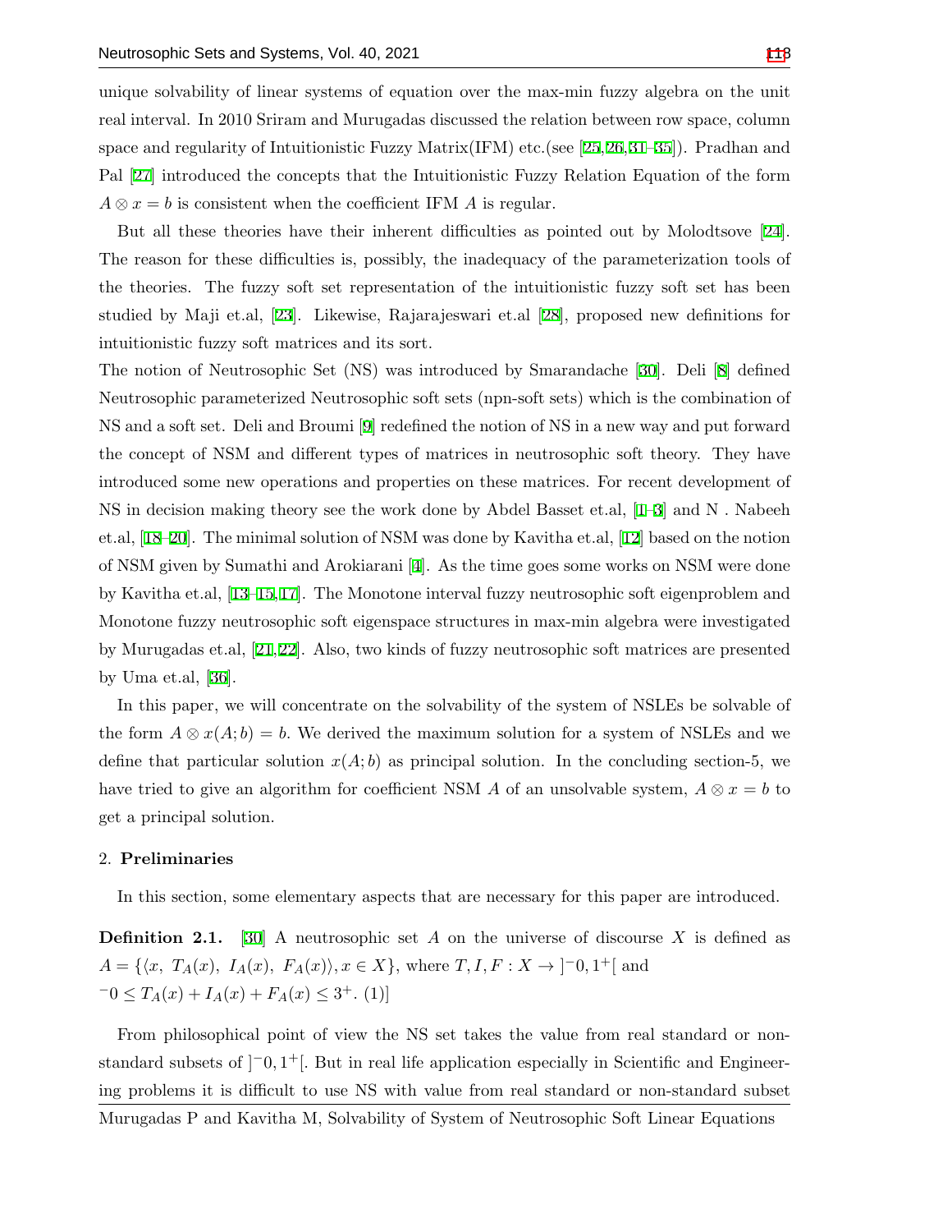unique solvability of linear systems of equation over the max-min fuzzy algebra on the unit real interval. In 2010 Sriram and Murugadas discussed the relation between row space, column space and regularity of Intuitionistic Fuzzy Matrix(IFM) etc.(see [25,26,31–35]). Pradhan and Pal [27] introduced the concepts that the Intuitionistic Fuzzy Relation Equation of the form $A \otimes x = b$ is consistent when the coefficient IFM $A$ is regular.

But all these theories have their inherent difficulties as pointed out by Molodtsove [24]. The reason for these difficulties is, possibly, the inadequacy of the parameterization tools of the theories. The fuzzy soft set representation of the intuitionistic fuzzy soft set has been studied by Maji et.al, [23]. Likewise, Rajarajeswari et.al [28], proposed new definitions for intuitionistic fuzzy soft matrices and its sort.

The notion of Neutrosophic Set (NS) was introduced by Smarandache [30]. Deli [8] defined Neutrosophic parameterized Neutrosophic soft sets (npn-soft sets) which is the combination of NS and a soft set. Deli and Broumi [9] redefined the notion of NS in a new way and put forward the concept of NSM and different types of matrices in neutrosophic soft theory. They have introduced some new operations and properties on these matrices. For recent development of NS in decision making theory see the work done by Abdel Basset et.al, [1–3] and N . Nabeeh et.al, [18–20]. The minimal solution of NSM was done by Kavitha et.al, [12] based on the notion of NSM given by Sumathi and Arokiarani [4]. As the time goes some works on NSM were done by Kavitha et.al, [13–15,17]. The Monotone interval fuzzy neutrosophic soft eigenproblem and Monotone fuzzy neutrosophic soft eigenspace structures in max-min algebra were investigated by Murugadas et.al, [21,22]. Also, two kinds of fuzzy neutrosophic soft matrices are presented by Uma et.al, [36].

In this paper, we will concentrate on the solvability of the system of NSLEs be solvable of the form $A \otimes x(A; b) = b$. We derived the maximum solution for a system of NSLEs and we define that particular solution $x(A; b)$ as principal solution. In the concluding section-5, we have tried to give an algorithm for coefficient NSM $A$ of an unsolvable system, $A \otimes x = b$ to get a principal solution.

## 2. Preliminaries

In this section, some elementary aspects that are necessary for this paper are introduced.

**Definition 2.1.** [30] A neutrosophic set $A$ on the universe of discourse $X$ is defined as $A = \{\langle x,\ T_A(x),\ I_A(x),\ F_A(x)\rangle, x \in X\}$, where $T, I, F : X \to ]^{-}0, 1^{+}[$ and $^{-}0 \leq T_A(x) + I_A(x) + F_A(x) \leq 3^{+}$. (1)]

From philosophical point of view the NS set takes the value from real standard or non-standard subsets of $]^{-}0, 1^{+}[$. But in real life application especially in Scientific and Engineering problems it is difficult to use NS with value from real standard or non-standard subset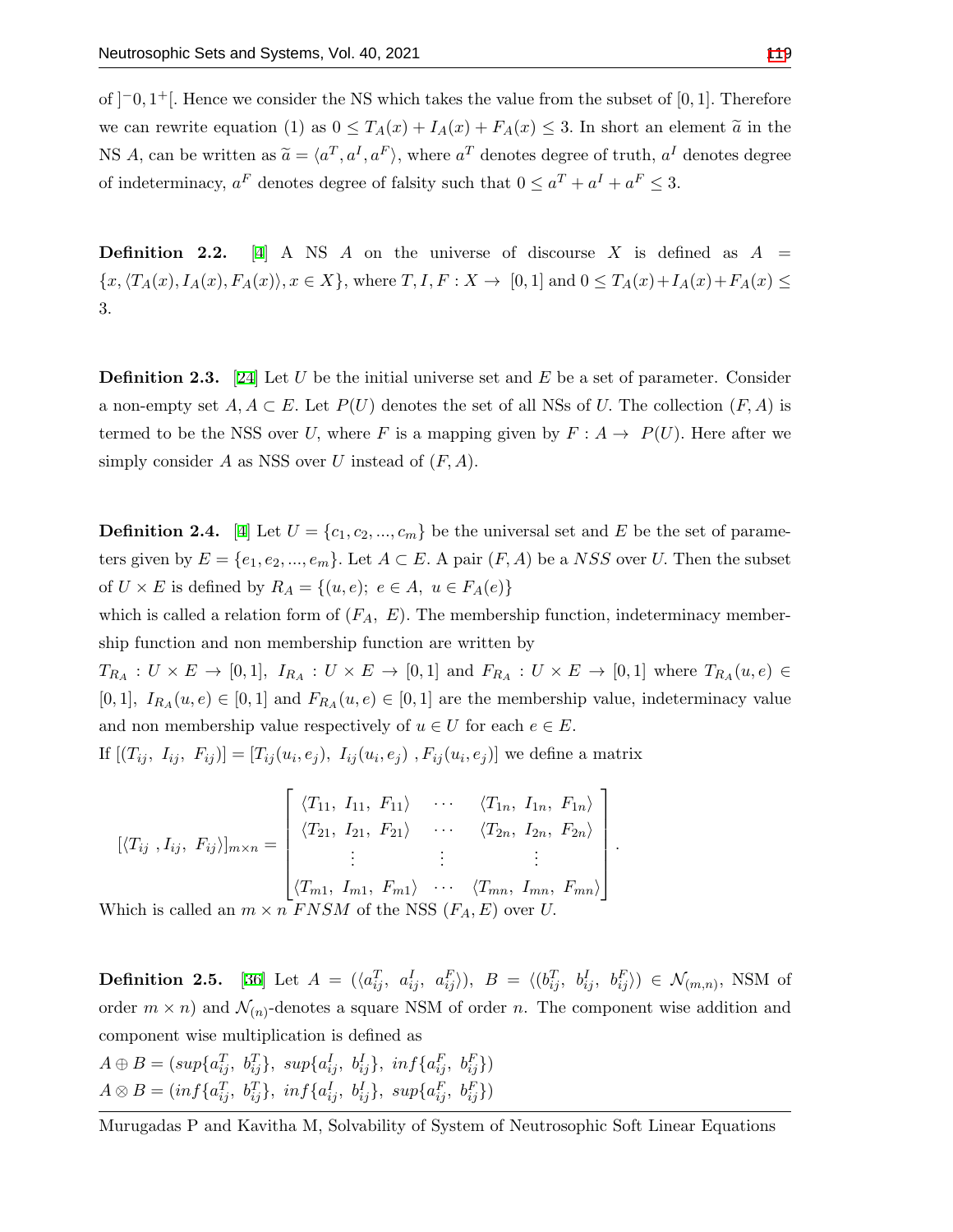of $]^-0, 1^+[$. Hence we consider the NS which takes the value from the subset of $[0, 1]$. Therefore we can rewrite equation (1) as $0 \leq T_A(x) + I_A(x) + F_A(x) \leq 3$. In short an element $\widetilde{a}$ in the NS $A$, can be written as $\widetilde{a} = \langle a^T, a^I, a^F \rangle$, where $a^T$ denotes degree of truth, $a^I$ denotes degree of indeterminacy, $a^F$ denotes degree of falsity such that $0 \leq a^T + a^I + a^F \leq 3$.

**Definition 2.2.** [4] A NS $A$ on the universe of discourse $X$ is defined as $A = \{x, \langle T_A(x), I_A(x), F_A(x) \rangle, x \in X\}$, where $T, I, F : X \to [0, 1]$ and $0 \leq T_A(x) + I_A(x) + F_A(x) \leq 3$.

**Definition 2.3.** [24] Let $U$ be the initial universe set and $E$ be a set of parameter. Consider a non-empty set $A, A \subset E$. Let $P(U)$ denotes the set of all NSs of $U$. The collection $(F, A)$ is termed to be the NSS over $U$, where $F$ is a mapping given by $F : A \to P(U)$. Here after we simply consider $A$ as NSS over $U$ instead of $(F, A)$.

**Definition 2.4.** [4] Let $U = \{c_1, c_2, ..., c_m\}$ be the universal set and $E$ be the set of parameters given by $E = \{e_1, e_2, ..., e_m\}$. Let $A \subset E$. A pair $(F, A)$ be a $NSS$ over $U$. Then the subset of $U \times E$ is defined by $R_A = \{(u, e);\ e \in A,\ u \in F_A(e)\}$

which is called a relation form of $(F_A,\ E)$. The membership function, indeterminacy membership function and non membership function are written by

$T_{R_A} : U \times E \to [0, 1]$, $I_{R_A} : U \times E \to [0, 1]$ and $F_{R_A} : U \times E \to [0, 1]$ where $T_{R_A}(u, e) \in [0, 1]$, $I_{R_A}(u, e) \in [0, 1]$ and $F_{R_A}(u, e) \in [0, 1]$ are the membership value, indeterminacy value and non membership value respectively of $u \in U$ for each $e \in E$.

If $[(T_{ij},\ I_{ij},\ F_{ij})] = [T_{ij}(u_i, e_j),\ I_{ij}(u_i, e_j)\ , F_{ij}(u_i, e_j)]$ we define a matrix

$$[\langle T_{ij}\ , I_{ij},\ F_{ij} \rangle]_{m \times n} = \begin{bmatrix} \langle T_{11},\ I_{11},\ F_{11} \rangle & \cdots & \langle T_{1n},\ I_{1n},\ F_{1n} \rangle \\ \langle T_{21},\ I_{21},\ F_{21} \rangle & \cdots & \langle T_{2n},\ I_{2n},\ F_{2n} \rangle \\ \vdots & \vdots & \vdots \\ \langle T_{m1},\ I_{m1},\ F_{m1} \rangle & \cdots & \langle T_{mn},\ I_{mn},\ F_{mn} \rangle \end{bmatrix}.$$

Which is called an $m \times n$ $FNSM$ of the NSS $(F_A, E)$ over $U$.

**Definition 2.5.** [36] Let $A = (\langle a^T_{ij},\ a^I_{ij},\ a^F_{ij} \rangle),\ B = \langle (b^T_{ij},\ b^I_{ij},\ b^F_{ij} \rangle) \in \mathcal{N}_{(m,n)}$, NSM of order $m \times n$) and $\mathcal{N}_{(n)}$-denotes a square NSM of order $n$. The component wise addition and component wise multiplication is defined as

$A \oplus B = (sup\{a^T_{ij},\ b^T_{ij}\},\ sup\{a^I_{ij},\ b^I_{ij}\},\ inf\{a^F_{ij},\ b^F_{ij}\})$

$A \otimes B = (inf\{a^T_{ij},\ b^T_{ij}\},\ inf\{a^I_{ij},\ b^I_{ij}\},\ sup\{a^F_{ij},\ b^F_{ij}\})$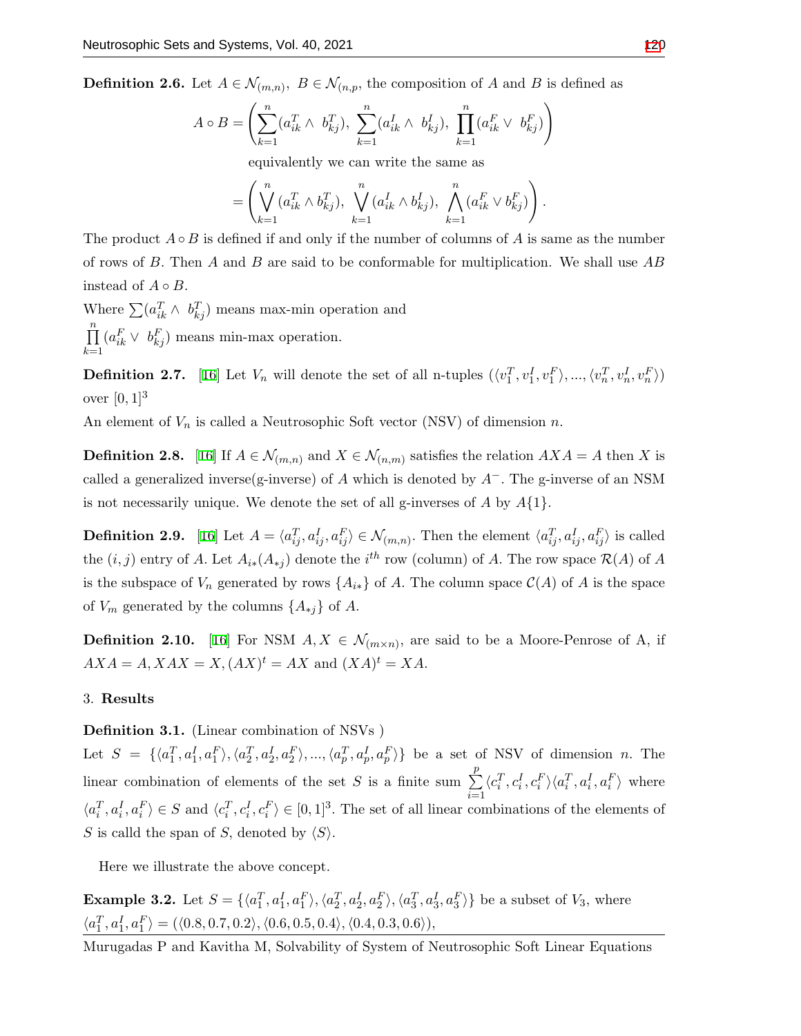**Definition 2.6.** Let $A \in \mathcal{N}_{(m,n)},\ B \in \mathcal{N}_{(n,p}$, the composition of $A$ and $B$ is defined as

$$A \circ B = \left( \sum_{k=1}^{n} (a_{ik}^T \wedge\ b_{kj}^T),\ \sum_{k=1}^{n} (a_{ik}^I \wedge\ b_{kj}^I),\ \prod_{k=1}^{n} (a_{ik}^F \vee\ b_{kj}^F) \right)$$

equivalently we can write the same as

$$= \left( \bigvee_{k=1}^{n} (a_{ik}^T \wedge b_{kj}^T),\ \bigvee_{k=1}^{n} (a_{ik}^I \wedge b_{kj}^I),\ \bigwedge_{k=1}^{n} (a_{ik}^F \vee b_{kj}^F) \right).$$

The product $A \circ B$ is defined if and only if the number of columns of $A$ is same as the number of rows of $B$. Then $A$ and $B$ are said to be conformable for multiplication. We shall use $AB$ instead of $A \circ B$.

Where $\sum (a_{ik}^T \wedge\ b_{kj}^T)$ means max-min operation and $\prod_{k=1}^{n} (a_{ik}^F \vee\ b_{kj}^F)$ means min-max operation.

**Definition 2.7.** [16] Let $V_n$ will denote the set of all n-tuples $(\langle v_1^T, v_1^I, v_1^F\rangle, ..., \langle v_n^T, v_n^I, v_n^F\rangle)$ over $[0,1]^3$

An element of $V_n$ is called a Neutrosophic Soft vector (NSV) of dimension $n$.

**Definition 2.8.** [16] If $A \in \mathcal{N}_{(m,n)}$ and $X \in \mathcal{N}_{(n,m)}$ satisfies the relation $AXA = A$ then $X$ is called a generalized inverse(g-inverse) of $A$ which is denoted by $A^-$. The g-inverse of an NSM is not necessarily unique. We denote the set of all g-inverses of $A$ by $A\{1\}$.

**Definition 2.9.** [16] Let $A = \langle a_{ij}^T, a_{ij}^I, a_{ij}^F\rangle \in \mathcal{N}_{(m,n)}$. Then the element $\langle a_{ij}^T, a_{ij}^I, a_{ij}^F\rangle$ is called the $(i,j)$ entry of $A$. Let $A_{i*}(A_{*j})$ denote the $i^{th}$ row (column) of $A$. The row space $\mathcal{R}(A)$ of $A$ is the subspace of $V_n$ generated by rows $\{A_{i*}\}$ of $A$. The column space $\mathcal{C}(A)$ of $A$ is the space of $V_m$ generated by the columns $\{A_{*j}\}$ of $A$.

**Definition 2.10.** [16] For NSM $A, X \in \mathcal{N}_{(m\times n)}$, are said to be a Moore-Penrose of A, if $AXA = A, XAX = X, (AX)^t = AX$ and $(XA)^t = XA$.

## 3. Results

**Definition 3.1.** (Linear combination of NSVs )

Let $S = \{\langle a_1^T, a_1^I, a_1^F\rangle, \langle a_2^T, a_2^I, a_2^F\rangle, ..., \langle a_p^T, a_p^I, a_p^F\rangle\}$ be a set of NSV of dimension $n$. The linear combination of elements of the set $S$ is a finite sum $\sum_{i=1}^{p} \langle c_i^T, c_i^I, c_i^F\rangle \langle a_i^T, a_i^I, a_i^F\rangle$ where $\langle a_i^T, a_i^I, a_i^F\rangle \in S$ and $\langle c_i^T, c_i^I, c_i^F\rangle \in [0,1]^3$. The set of all linear combinations of the elements of $S$ is calld the span of $S$, denoted by $\langle S\rangle$.

Here we illustrate the above concept.

**Example 3.2.** Let $S = \{\langle a_1^T, a_1^I, a_1^F\rangle, \langle a_2^T, a_2^I, a_2^F\rangle, \langle a_3^T, a_3^I, a_3^F\rangle\}$ be a subset of $V_3$, where

$\langle a_1^T, a_1^I, a_1^F\rangle = (\langle 0.8, 0.7, 0.2\rangle, \langle 0.6, 0.5, 0.4\rangle, \langle 0.4, 0.3, 0.6\rangle)$,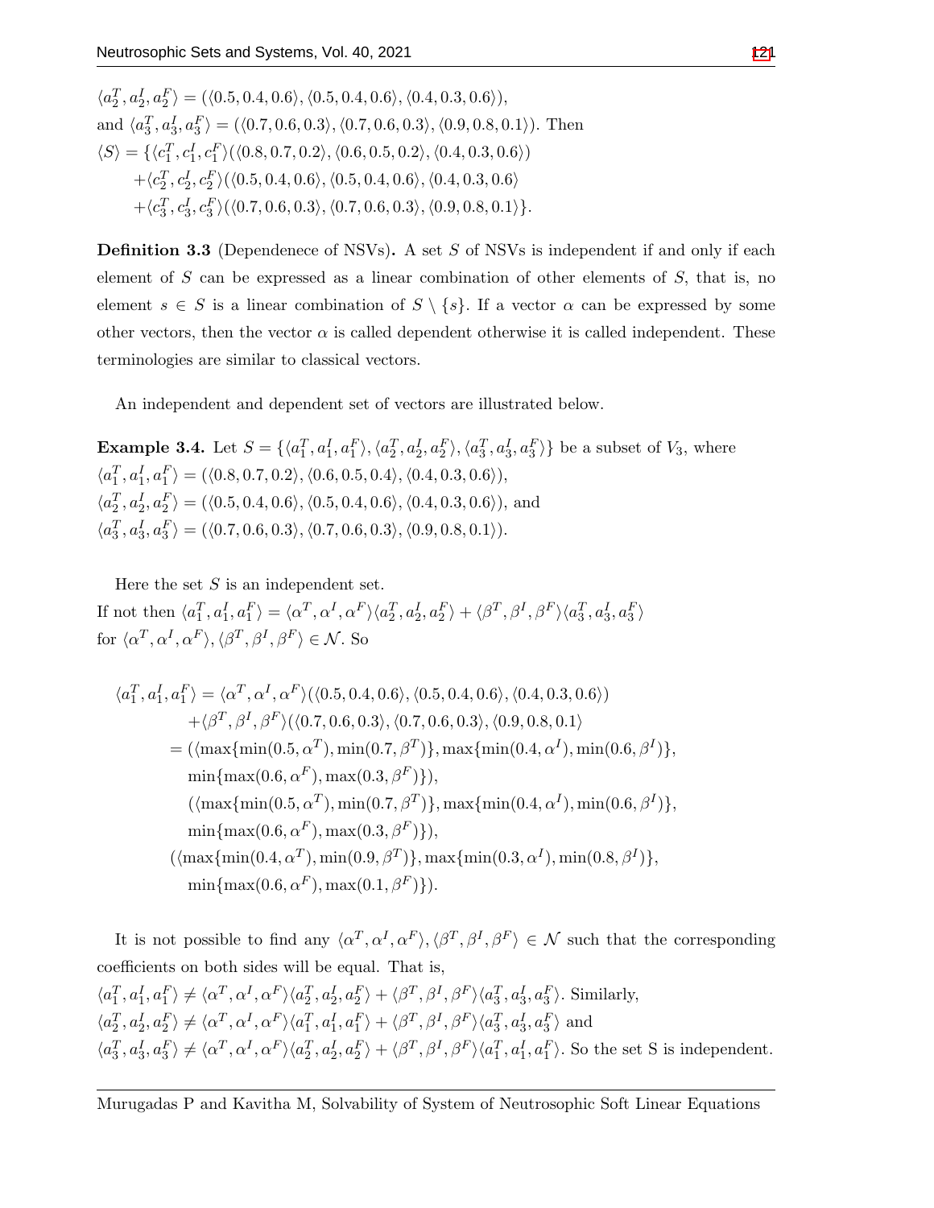$\langle a_2^T, a_2^I, a_2^F \rangle = (\langle 0.5, 0.4, 0.6 \rangle, \langle 0.5, 0.4, 0.6 \rangle, \langle 0.4, 0.3, 0.6 \rangle)$,
and $\langle a_3^T, a_3^I, a_3^F \rangle = (\langle 0.7, 0.6, 0.3 \rangle, \langle 0.7, 0.6, 0.3 \rangle, \langle 0.9, 0.8, 0.1 \rangle)$. Then

$$
\begin{aligned}
\langle S \rangle = \{ & \langle c_1^T, c_1^I, c_1^F \rangle (\langle 0.8, 0.7, 0.2 \rangle, \langle 0.6, 0.5, 0.2 \rangle, \langle 0.4, 0.3, 0.6 \rangle) \\
& + \langle c_2^T, c_2^I, c_2^F \rangle (\langle 0.5, 0.4, 0.6 \rangle, \langle 0.5, 0.4, 0.6 \rangle, \langle 0.4, 0.3, 0.6 \rangle \\
& + \langle c_3^T, c_3^I, c_3^F \rangle (\langle 0.7, 0.6, 0.3 \rangle, \langle 0.7, 0.6, 0.3 \rangle, \langle 0.9, 0.8, 0.1 \rangle \}.
\end{aligned}
$$

**Definition 3.3** (Dependenece of NSVs)**.** A set $S$ of NSVs is independent if and only if each element of $S$ can be expressed as a linear combination of other elements of $S$, that is, no element $s \in S$ is a linear combination of $S \setminus \{s\}$. If a vector $\alpha$ can be expressed by some other vectors, then the vector $\alpha$ is called dependent otherwise it is called independent. These terminologies are similar to classical vectors.

An independent and dependent set of vectors are illustrated below.

**Example 3.4.** Let $S = \{ \langle a_1^T, a_1^I, a_1^F \rangle, \langle a_2^T, a_2^I, a_2^F \rangle, \langle a_3^T, a_3^I, a_3^F \rangle \}$ be a subset of $V_3$, where
$\langle a_1^T, a_1^I, a_1^F \rangle = (\langle 0.8, 0.7, 0.2 \rangle, \langle 0.6, 0.5, 0.4 \rangle, \langle 0.4, 0.3, 0.6 \rangle)$,
$\langle a_2^T, a_2^I, a_2^F \rangle = (\langle 0.5, 0.4, 0.6 \rangle, \langle 0.5, 0.4, 0.6 \rangle, \langle 0.4, 0.3, 0.6 \rangle)$, and
$\langle a_3^T, a_3^I, a_3^F \rangle = (\langle 0.7, 0.6, 0.3 \rangle, \langle 0.7, 0.6, 0.3 \rangle, \langle 0.9, 0.8, 0.1 \rangle)$.

Here the set $S$ is an independent set.
If not then $\langle a_1^T, a_1^I, a_1^F \rangle = \langle \alpha^T, \alpha^I, \alpha^F \rangle \langle a_2^T, a_2^I, a_2^F \rangle + \langle \beta^T, \beta^I, \beta^F \rangle \langle a_3^T, a_3^I, a_3^F \rangle$
for $\langle \alpha^T, \alpha^I, \alpha^F \rangle, \langle \beta^T, \beta^I, \beta^F \rangle \in \mathcal{N}$. So

$$
\begin{aligned}
\langle a_1^T, a_1^I, a_1^F \rangle &= \langle \alpha^T, \alpha^I, \alpha^F \rangle (\langle 0.5, 0.4, 0.6 \rangle, \langle 0.5, 0.4, 0.6 \rangle, \langle 0.4, 0.3, 0.6 \rangle) \\
&\quad + \langle \beta^T, \beta^I, \beta^F \rangle (\langle 0.7, 0.6, 0.3 \rangle, \langle 0.7, 0.6, 0.3 \rangle, \langle 0.9, 0.8, 0.1 \rangle \\
&= (\langle \max\{\min(0.5, \alpha^T), \min(0.7, \beta^T)\}, \max\{\min(0.4, \alpha^I), \min(0.6, \beta^I)\}, \\
&\quad \min\{\max(0.6, \alpha^F), \max(0.3, \beta^F)\}), \\
&\quad (\langle \max\{\min(0.5, \alpha^T), \min(0.7, \beta^T)\}, \max\{\min(0.4, \alpha^I), \min(0.6, \beta^I)\}, \\
&\quad \min\{\max(0.6, \alpha^F), \max(0.3, \beta^F)\}), \\
&\quad (\langle \max\{\min(0.4, \alpha^T), \min(0.9, \beta^T)\}, \max\{\min(0.3, \alpha^I), \min(0.8, \beta^I)\}, \\
&\quad \min\{\max(0.6, \alpha^F), \max(0.1, \beta^F)\}).
\end{aligned}
$$

It is not possible to find any $\langle \alpha^T, \alpha^I, \alpha^F \rangle, \langle \beta^T, \beta^I, \beta^F \rangle \in \mathcal{N}$ such that the corresponding coefficients on both sides will be equal. That is,
$\langle a_1^T, a_1^I, a_1^F \rangle \neq \langle \alpha^T, \alpha^I, \alpha^F \rangle \langle a_2^T, a_2^I, a_2^F \rangle + \langle \beta^T, \beta^I, \beta^F \rangle \langle a_3^T, a_3^I, a_3^F \rangle$. Similarly,
$\langle a_2^T, a_2^I, a_2^F \rangle \neq \langle \alpha^T, \alpha^I, \alpha^F \rangle \langle a_1^T, a_1^I, a_1^F \rangle + \langle \beta^T, \beta^I, \beta^F \rangle \langle a_3^T, a_3^I, a_3^F \rangle$ and
$\langle a_3^T, a_3^I, a_3^F \rangle \neq \langle \alpha^T, \alpha^I, \alpha^F \rangle \langle a_2^T, a_2^I, a_2^F \rangle + \langle \beta^T, \beta^I, \beta^F \rangle \langle a_1^T, a_1^I, a_1^F \rangle$. So the set S is independent.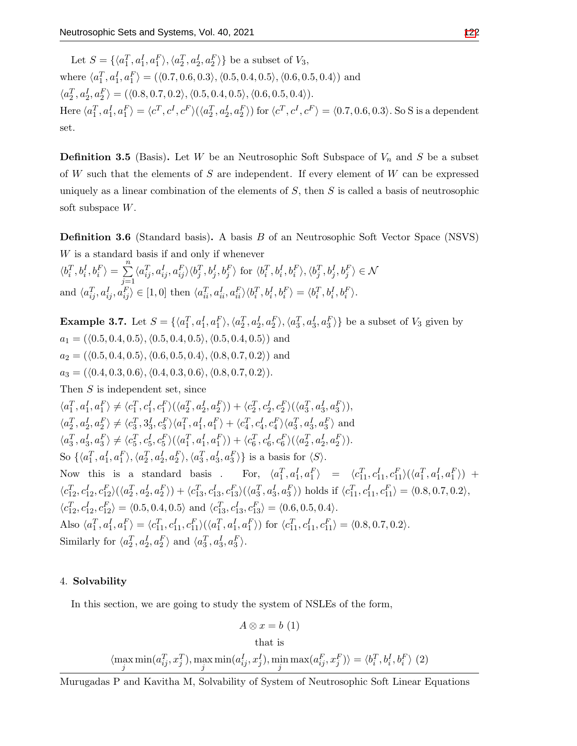Let $S = \{\langle a_1^T, a_1^I, a_1^F\rangle, \langle a_2^T, a_2^I, a_2^F\rangle\}$ be a subset of $V_3$,
where $\langle a_1^T, a_1^I, a_1^F\rangle = (\langle 0.7, 0.6, 0.3\rangle, \langle 0.5, 0.4, 0.5\rangle, \langle 0.6, 0.5, 0.4\rangle)$ and
$\langle a_2^T, a_2^I, a_2^F\rangle = (\langle 0.8, 0.7, 0.2\rangle, \langle 0.5, 0.4, 0.5\rangle, \langle 0.6, 0.5, 0.4\rangle)$.
Here $\langle a_1^T, a_1^I, a_1^F\rangle = \langle c^T, c^I, c^F\rangle(\langle a_2^T, a_2^I, a_2^F\rangle)$ for $\langle c^T, c^I, c^F\rangle = \langle 0.7, 0.6, 0.3\rangle$. So S is a dependent set.

**Definition 3.5** (Basis)**.** Let $W$ be an Neutrosophic Soft Subspace of $V_n$ and $S$ be a subset of $W$ such that the elements of $S$ are independent. If every element of $W$ can be expressed uniquely as a linear combination of the elements of $S$, then $S$ is called a basis of neutrosophic soft subspace $W$.

**Definition 3.6** (Standard basis)**.** A basis $B$ of an Neutrosophic Soft Vector Space (NSVS) $W$ is a standard basis if and only if whenever
$\langle b_i^T, b_i^I, b_i^F\rangle = \sum_{j=1}^{n} \langle a_{ij}^T, a_{ij}^I, a_{ij}^F\rangle\langle b_j^T, b_j^I, b_j^F\rangle$ for $\langle b_i^T, b_i^I, b_i^F\rangle, \langle b_j^T, b_j^I, b_j^F\rangle \in \mathcal{N}$
and $\langle a_{ij}^T, a_{ij}^I, a_{ij}^F\rangle \in [1, 0]$ then $\langle a_{ii}^T, a_{ii}^I, a_{ii}^F\rangle\langle b_i^T, b_i^I, b_i^F\rangle = \langle b_i^T, b_i^I, b_i^F\rangle$.

**Example 3.7.** Let $S = \{\langle a_1^T, a_1^I, a_1^F\rangle, \langle a_2^T, a_2^I, a_2^F\rangle, \langle a_3^T, a_3^I, a_3^F\rangle\}$ be a subset of $V_3$ given by
$a_1 = (\langle 0.5, 0.4, 0.5\rangle, \langle 0.5, 0.4, 0.5\rangle, \langle 0.5, 0.4, 0.5\rangle)$ and
$a_2 = (\langle 0.5, 0.4, 0.5\rangle, \langle 0.6, 0.5, 0.4\rangle, \langle 0.8, 0.7, 0.2\rangle)$ and
$a_3 = (\langle 0.4, 0.3, 0.6\rangle, \langle 0.4, 0.3, 0.6\rangle, \langle 0.8, 0.7, 0.2\rangle)$.
Then $S$ is independent set, since
$\langle a_1^T, a_1^I, a_1^F\rangle \neq \langle c_1^T, c_1^I, c_1^F\rangle(\langle a_2^T, a_2^I, a_2^F\rangle) + \langle c_2^T, c_2^I, c_2^F\rangle(\langle a_3^T, a_3^I, a_3^F\rangle)$,
$\langle a_2^T, a_2^I, a_2^F\rangle \neq \langle c_3^T, 3_3^I, c_3^F\rangle\langle a_1^T, a_1^I, a_1^F\rangle + \langle c_4^T, c_4^I, c_4^F\rangle\langle a_3^T, a_3^I, a_3^F\rangle$ and
$\langle a_3^T, a_3^I, a_3^F\rangle \neq \langle c_5^T, c_5^I, c_5^F\rangle(\langle a_1^T, a_1^I, a_1^F\rangle) + \langle c_6^T, c_6^I, c_6^F\rangle(\langle a_2^T, a_2^I, a_2^F\rangle)$.
So $\{\langle a_1^T, a_1^I, a_1^F\rangle, \langle a_2^T, a_2^I, a_2^F\rangle, \langle a_3^T, a_3^I, a_3^F\rangle\}$ is a basis for $\langle S\rangle$.
Now this is a standard basis . For, $\langle a_1^T, a_1^I, a_1^F\rangle = \langle c_{11}^T, c_{11}^I, c_{11}^F\rangle(\langle a_1^T, a_1^I, a_1^F\rangle) + \langle c_{12}^T, c_{12}^I, c_{12}^F\rangle(\langle a_2^T, a_2^I, a_2^F\rangle) + \langle c_{13}^T, c_{13}^I, c_{13}^F\rangle(\langle a_3^T, a_3^I, a_3^F\rangle)$ holds if $\langle c_{11}^T, c_{11}^I, c_{11}^F\rangle = \langle 0.8, 0.7, 0.2\rangle$, $\langle c_{12}^T, c_{12}^I, c_{12}^F\rangle = \langle 0.5, 0.4, 0.5\rangle$ and $\langle c_{13}^T, c_{13}^I, c_{13}^F\rangle = \langle 0.6, 0.5, 0.4\rangle$.
Also $\langle a_1^T, a_1^I, a_1^F\rangle = \langle c_{11}^T, c_{11}^I, c_{11}^F\rangle(\langle a_1^T, a_1^I, a_1^F\rangle)$ for $\langle c_{11}^T, c_{11}^I, c_{11}^F\rangle = \langle 0.8, 0.7, 0.2\rangle$.
Similarly for $\langle a_2^T, a_2^I, a_2^F\rangle$ and $\langle a_3^T, a_3^I, a_3^F\rangle$.

## 4. **Solvability**

In this section, we are going to study the system of NSLEs of the form,

$$A \otimes x = b \ (1)$$

that is

$$\langle \max_j \min(a_{ij}^T, x_j^T), \max_j \min(a_{ij}^I, x_j^I), \min_j \max(a_{ij}^F, x_j^F)\rangle = \langle b_i^T, b_i^I, b_i^F\rangle \ (2)$$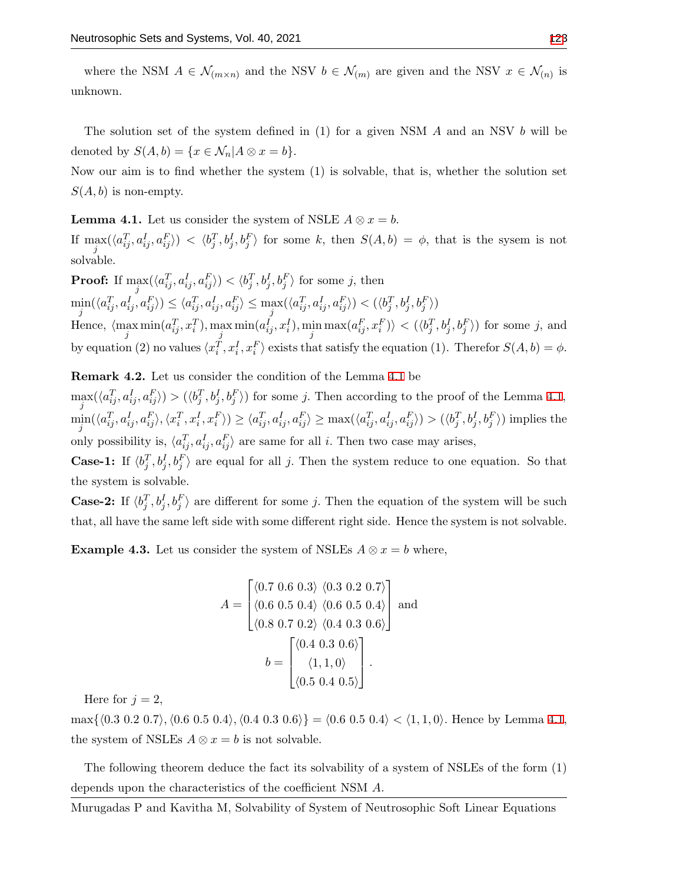where the NSM $A \in \mathcal{N}_{(m\times n)}$ and the NSV $b \in \mathcal{N}_{(m)}$ are given and the NSV $x \in \mathcal{N}_{(n)}$ is unknown.

The solution set of the system defined in (1) for a given NSM $A$ and an NSV $b$ will be denoted by $S(A, b) = \{x \in \mathcal{N}_n | A \otimes x = b\}$.

Now our aim is to find whether the system (1) is solvable, that is, whether the solution set $S(A, b)$ is non-empty.

**Lemma 4.1.** Let us consider the system of NSLE $A \otimes x = b$.

If $\max\limits_{j}(\langle a^T_{ij}, a^I_{ij}, a^F_{ij}\rangle) < \langle b^T_j, b^I_j, b^F_j\rangle$ for some $k$, then $S(A, b) = \phi$, that is the sysem is not solvable.

**Proof:** If $\max\limits_{j}(\langle a^T_{ij}, a^I_{ij}, a^F_{ij}\rangle) < \langle b^T_j, b^I_j, b^F_j\rangle$ for some $j$, then

$\min\limits_{j}(\langle a^T_{ij}, a^I_{ij}, a^F_{ij}\rangle) \leq \langle a^T_{ij}, a^I_{ij}, a^F_{ij}\rangle \leq \max\limits_{j}(\langle a^T_{ij}, a^I_{ij}, a^F_{ij}\rangle) < (\langle b^T_j, b^I_j, b^F_j\rangle)$

Hence, $\langle \max\limits_{j} \min(a^T_{ij}, x^T_i), \max\limits_{j} \min(a^I_{ij}, x^I_i), \min\limits_{j} \max(a^F_{ij}, x^F_i)\rangle < (\langle b^T_j, b^I_j, b^F_j\rangle)$ for some $j$, and by equation (2) no values $\langle x^T_i, x^I_i, x^F_i\rangle$ exists that satisfy the equation (1). Therefor $S(A, b) = \phi$.

**Remark 4.2.** Let us consider the condition of the Lemma 4.1 be

$\max\limits_{j}(\langle a^T_{ij}, a^I_{ij}, a^F_{ij}\rangle) > (\langle b^T_j, b^I_j, b^F_j\rangle)$ for some $j$. Then according to the proof of the Lemma 4.1, $\min\limits_{j}(\langle a^T_{ij}, a^I_{ij}, a^F_{ij}\rangle, \langle x^T_i, x^I_i, x^F_i\rangle) \geq \langle a^T_{ij}, a^I_{ij}, a^F_{ij}\rangle \geq \max(\langle a^T_{ij}, a^I_{ij}, a^F_{ij}\rangle) > (\langle b^T_j, b^I_j, b^F_j\rangle)$ implies the only possibility is, $\langle a^T_{ij}, a^I_{ij}, a^F_{ij}\rangle$ are same for all $i$. Then two case may arises,

**Case-1:** If $\langle b^T_j, b^I_j, b^F_j\rangle$ are equal for all $j$. Then the system reduce to one equation. So that the system is solvable.

**Case-2:** If $\langle b^T_j, b^I_j, b^F_j\rangle$ are different for some $j$. Then the equation of the system will be such that, all have the same left side with some different right side. Hence the system is not solvable.

**Example 4.3.** Let us consider the system of NSLEs $A \otimes x = b$ where,

$$A = \begin{bmatrix} \langle 0.7\ 0.6\ 0.3\rangle & \langle 0.3\ 0.2\ 0.7\rangle \\ \langle 0.6\ 0.5\ 0.4\rangle & \langle 0.6\ 0.5\ 0.4\rangle \\ \langle 0.8\ 0.7\ 0.2\rangle & \langle 0.4\ 0.3\ 0.6\rangle \end{bmatrix} \text{ and}$$

$$b = \begin{bmatrix} \langle 0.4\ 0.3\ 0.6\rangle \\ \langle 1, 1, 0\rangle \\ \langle 0.5\ 0.4\ 0.5\rangle \end{bmatrix}.$$

Here for $j = 2$,

$\max\{\langle 0.3\ 0.2\ 0.7\rangle, \langle 0.6\ 0.5\ 0.4\rangle, \langle 0.4\ 0.3\ 0.6\rangle\} = \langle 0.6\ 0.5\ 0.4\rangle < \langle 1, 1, 0\rangle$. Hence by Lemma 4.1, the system of NSLEs $A \otimes x = b$ is not solvable.

The following theorem deduce the fact its solvability of a system of NSLEs of the form (1) depends upon the characteristics of the coefficient NSM $A$.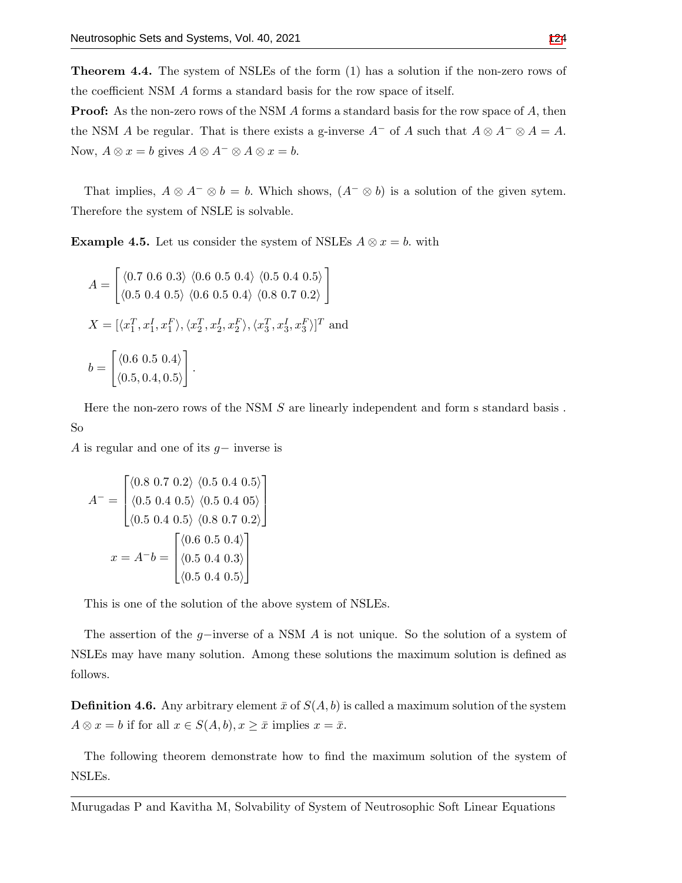**Theorem 4.4.** The system of NSLEs of the form (1) has a solution if the non-zero rows of the coefficient NSM $A$ forms a standard basis for the row space of itself.

**Proof:** As the non-zero rows of the NSM $A$ forms a standard basis for the row space of $A$, then the NSM $A$ be regular. That is there exists a g-inverse $A^-$ of $A$ such that $A \otimes A^- \otimes A = A$. Now, $A \otimes x = b$ gives $A \otimes A^- \otimes A \otimes x = b$.

That implies, $A \otimes A^- \otimes b = b$. Which shows, $(A^- \otimes b)$ is a solution of the given sytem. Therefore the system of NSLE is solvable.

**Example 4.5.** Let us consider the system of NSLEs $A \otimes x = b$. with

$$A = \begin{bmatrix} \langle 0.7\ 0.6\ 0.3\rangle & \langle 0.6\ 0.5\ 0.4\rangle & \langle 0.5\ 0.4\ 0.5\rangle \\ \langle 0.5\ 0.4\ 0.5\rangle & \langle 0.6\ 0.5\ 0.4\rangle & \langle 0.8\ 0.7\ 0.2\rangle \end{bmatrix}$$

$X = [\langle x_1^T, x_1^I, x_1^F\rangle, \langle x_2^T, x_2^I, x_2^F\rangle, \langle x_3^T, x_3^I, x_3^F\rangle]^T$ and

$$b = \begin{bmatrix} \langle 0.6\ 0.5\ 0.4\rangle \\ \langle 0.5, 0.4, 0.5\rangle \end{bmatrix}.$$

Here the non-zero rows of the NSM $S$ are linearly independent and form s standard basis . So

$A$ is regular and one of its $g-$ inverse is

$$A^- = \begin{bmatrix} \langle 0.8\ 0.7\ 0.2\rangle & \langle 0.5\ 0.4\ 0.5\rangle \\ \langle 0.5\ 0.4\ 0.5\rangle & \langle 0.5\ 0.4\ 05\rangle \\ \langle 0.5\ 0.4\ 0.5\rangle & \langle 0.8\ 0.7\ 0.2\rangle \end{bmatrix}$$

$$x = A^- b = \begin{bmatrix} \langle 0.6\ 0.5\ 0.4\rangle \\ \langle 0.5\ 0.4\ 0.3\rangle \\ \langle 0.5\ 0.4\ 0.5\rangle \end{bmatrix}$$

This is one of the solution of the above system of NSLEs.

The assertion of the $g-$inverse of a NSM $A$ is not unique. So the solution of a system of NSLEs may have many solution. Among these solutions the maximum solution is defined as follows.

**Definition 4.6.** Any arbitrary element $\bar{x}$ of $S(A, b)$ is called a maximum solution of the system $A \otimes x = b$ if for all $x \in S(A, b), x \geq \bar{x}$ implies $x = \bar{x}$.

The following theorem demonstrate how to find the maximum solution of the system of NSLEs.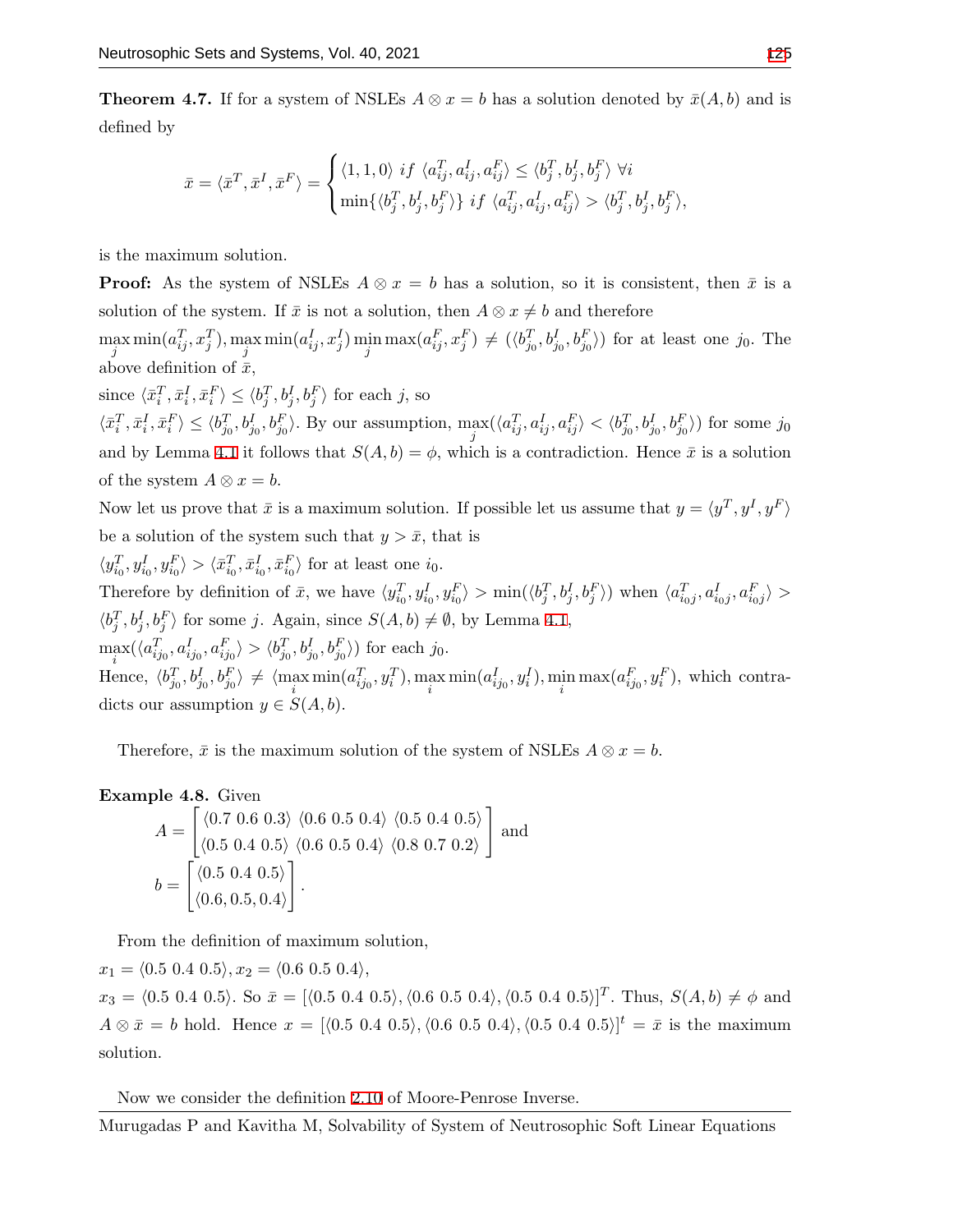**Theorem 4.7.** If for a system of NSLEs $A \otimes x = b$ has a solution denoted by $\bar{x}(A, b)$ and is defined by

$$\bar{x} = \langle \bar{x}^T, \bar{x}^I, \bar{x}^F \rangle = \begin{cases} \langle 1, 1, 0 \rangle \ if \ \langle a_{ij}^T, a_{ij}^I, a_{ij}^F \rangle \leq \langle b_j^T, b_j^I, b_j^F \rangle \ \forall i \\ \min\{\langle b_j^T, b_j^I, b_j^F \rangle\} \ if \ \langle a_{ij}^T, a_{ij}^I, a_{ij}^F \rangle > \langle b_j^T, b_j^I, b_j^F \rangle, \end{cases}$$

is the maximum solution.

**Proof:** As the system of NSLEs $A \otimes x = b$ has a solution, so it is consistent, then $\bar{x}$ is a solution of the system. If $\bar{x}$ is not a solution, then $A \otimes x \neq b$ and therefore $\max_j \min(a_{ij}^T, x_j^T), \max_j \min(a_{ij}^I, x_j^I) \min_j \max(a_{ij}^F, x_j^F) \neq (\langle b_{j_0}^T, b_{j_0}^I, b_{j_0}^F \rangle)$ for at least one $j_0$. The above definition of $\bar{x}$,

since $\langle \bar{x}_i^T, \bar{x}_i^I, \bar{x}_i^F \rangle \leq \langle b_j^T, b_j^I, b_j^F \rangle$ for each $j$, so

$\langle \bar{x}_i^T, \bar{x}_i^I, \bar{x}_i^F \rangle \leq \langle b_{j_0}^T, b_{j_0}^I, b_{j_0}^F \rangle$. By our assumption, $\max_j(\langle a_{ij}^T, a_{ij}^I, a_{ij}^F \rangle < \langle b_{j_0}^T, b_{j_0}^I, b_{j_0}^F \rangle)$ for some $j_0$ and by Lemma 4.1 it follows that $S(A, b) = \phi$, which is a contradiction. Hence $\bar{x}$ is a solution of the system $A \otimes x = b$.

Now let us prove that $\bar{x}$ is a maximum solution. If possible let us assume that $y = \langle y^T, y^I, y^F \rangle$ be a solution of the system such that $y > \bar{x}$, that is

$\langle y_{i_0}^T, y_{i_0}^I, y_{i_0}^F \rangle > \langle \bar{x}_{i_0}^T, \bar{x}_{i_0}^I, \bar{x}_{i_0}^F \rangle$ for at least one $i_0$.

Therefore by definition of $\bar{x}$, we have $\langle y_{i_0}^T, y_{i_0}^I, y_{i_0}^F \rangle > \min(\langle b_j^T, b_j^I, b_j^F \rangle)$ when $\langle a_{i_0j}^T, a_{i_0j}^I, a_{i_0j}^F \rangle > \langle b_j^T, b_j^I, b_j^F \rangle$ for some $j$. Again, since $S(A, b) \neq \emptyset$, by Lemma 4.1,

$\max_i(\langle a_{ij_0}^T, a_{ij_0}^I, a_{ij_0}^F \rangle > \langle b_{j_0}^T, b_{j_0}^I, b_{j_0}^F \rangle)$ for each $j_0$.

Hence, $\langle b_{j_0}^T, b_{j_0}^I, b_{j_0}^F \rangle \neq \langle \max_i \min(a_{ij_0}^T, y_i^T), \max_i \min(a_{ij_0}^I, y_i^I), \min_i \max(a_{ij_0}^F, y_i^F)$, which contradicts our assumption $y \in S(A, b)$.

Therefore, $\bar{x}$ is the maximum solution of the system of NSLEs $A \otimes x = b$.

**Example 4.8.** Given

$$A = \begin{bmatrix} \langle 0.7\ 0.6\ 0.3 \rangle & \langle 0.6\ 0.5\ 0.4 \rangle & \langle 0.5\ 0.4\ 0.5 \rangle \\ \langle 0.5\ 0.4\ 0.5 \rangle & \langle 0.6\ 0.5\ 0.4 \rangle & \langle 0.8\ 0.7\ 0.2 \rangle \end{bmatrix} \text{ and}$$

$$b = \begin{bmatrix} \langle 0.5\ 0.4\ 0.5 \rangle \\ \langle 0.6, 0.5, 0.4 \rangle \end{bmatrix}.$$

From the definition of maximum solution,

$x_1 = \langle 0.5\ 0.4\ 0.5 \rangle, x_2 = \langle 0.6\ 0.5\ 0.4 \rangle$,

$x_3 = \langle 0.5\ 0.4\ 0.5 \rangle$. So $\bar{x} = [\langle 0.5\ 0.4\ 0.5 \rangle, \langle 0.6\ 0.5\ 0.4 \rangle, \langle 0.5\ 0.4\ 0.5 \rangle]^T$. Thus, $S(A, b) \neq \phi$ and $A \otimes \bar{x} = b$ hold. Hence $x = [\langle 0.5\ 0.4\ 0.5 \rangle, \langle 0.6\ 0.5\ 0.4 \rangle, \langle 0.5\ 0.4\ 0.5 \rangle]^t = \bar{x}$ is the maximum solution.

Now we consider the definition 2.10 of Moore-Penrose Inverse.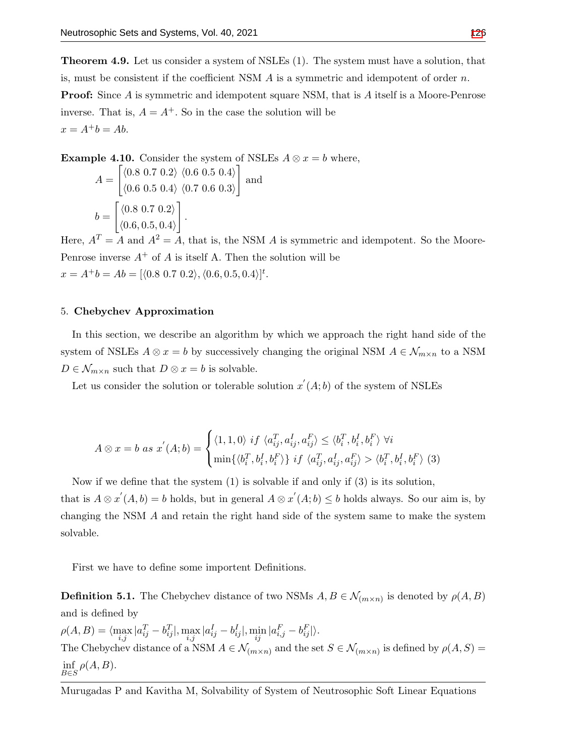**Theorem 4.9.** Let us consider a system of NSLEs (1). The system must have a solution, that is, must be consistent if the coefficient NSM $A$ is a symmetric and idempotent of order $n$.

**Proof:** Since $A$ is symmetric and idempotent square NSM, that is $A$ itself is a Moore-Penrose inverse. That is, $A = A^+$. So in the case the solution will be

$x = A^+ b = Ab$.

**Example 4.10.** Consider the system of NSLEs $A \otimes x = b$ where,

$$A = \begin{bmatrix} \langle 0.8\ 0.7\ 0.2\rangle & \langle 0.6\ 0.5\ 0.4\rangle \\ \langle 0.6\ 0.5\ 0.4\rangle & \langle 0.7\ 0.6\ 0.3\rangle \end{bmatrix} \text{ and}$$

$$b = \begin{bmatrix} \langle 0.8\ 0.7\ 0.2\rangle \\ \langle 0.6, 0.5, 0.4\rangle \end{bmatrix}.$$

Here, $A^T = A$ and $A^2 = A$, that is, the NSM $A$ is symmetric and idempotent. So the Moore-Penrose inverse $A^+$ of $A$ is itself A. Then the solution will be

$x = A^+ b = Ab = [\langle 0.8\ 0.7\ 0.2\rangle, \langle 0.6, 0.5, 0.4\rangle]^t$.

## 5. Chebychev Approximation

In this section, we describe an algorithm by which we approach the right hand side of the system of NSLEs $A \otimes x = b$ by successively changing the original NSM $A \in \mathcal{N}_{m \times n}$ to a NSM $D \in \mathcal{N}_{m \times n}$ such that $D \otimes x = b$ is solvable.

Let us consider the solution or tolerable solution $x^{'}(A; b)$ of the system of NSLEs

$$A \otimes x = b \ as \ x^{'}(A; b) = \begin{cases} \langle 1, 1, 0\rangle \ if \ \langle a^T_{ij}, a^I_{ij}, a^F_{ij}\rangle \leq \langle b^T_i, b^I_i, b^F_i\rangle \ \forall i \\ \min\{\langle b^T_i, b^I_i, b^F_i\rangle\} \ if \ \langle a^T_{ij}, a^I_{ij}, a^F_{ij}\rangle > \langle b^T_i, b^I_i, b^F_i\rangle \ (3) \end{cases}$$

Now if we define that the system (1) is solvable if and only if (3) is its solution, that is $A \otimes x^{'}(A, b) = b$ holds, but in general $A \otimes x^{'}(A; b) \leq b$ holds always. So our aim is, by changing the NSM $A$ and retain the right hand side of the system same to make the system solvable.

First we have to define some importent Definitions.

**Definition 5.1.** The Chebychev distance of two NSMs $A, B \in \mathcal{N}_{(m \times n)}$ is denoted by $\rho(A, B)$ and is defined by

$\rho(A, B) = \langle \max\limits_{i,j} |a^T_{ij} - b^T_{ij}|, \max\limits_{i,j} |a^I_{ij} - b^I_{ij}|, \min\limits_{ij} |a^F_{i,j} - b^F_{ij}|\rangle$.

The Chebychev distance of a NSM $A \in \mathcal{N}_{(m \times n)}$ and the set $S \in \mathcal{N}_{(m \times n)}$ is defined by $\rho(A, S) = \inf\limits_{B \in S} \rho(A, B)$.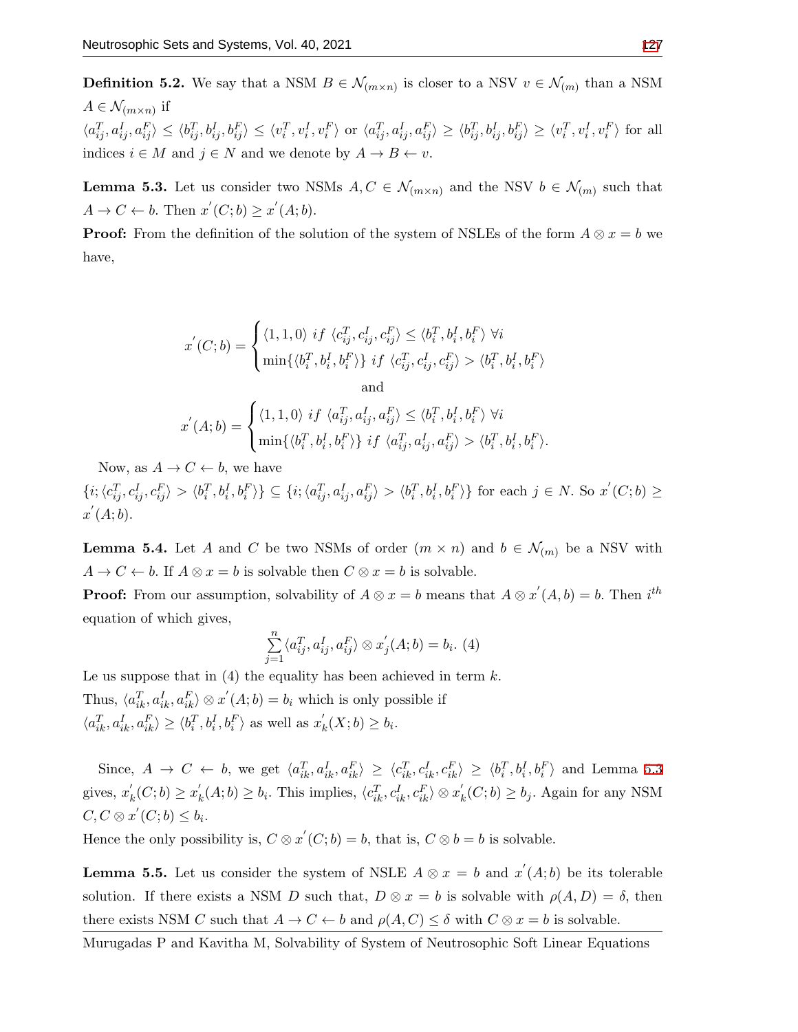**Definition 5.2.** We say that a NSM $B \in \mathcal{N}_{(m\times n)}$ is closer to a NSV $v \in \mathcal{N}_{(m)}$ than a NSM $A \in \mathcal{N}_{(m\times n)}$ if

$\langle a_{ij}^T, a_{ij}^I, a_{ij}^F\rangle \leq \langle b_{ij}^T, b_{ij}^I, b_{ij}^F\rangle \leq \langle v_i^T, v_i^I, v_i^F\rangle$ or $\langle a_{ij}^T, a_{ij}^I, a_{ij}^F\rangle \geq \langle b_{ij}^T, b_{ij}^I, b_{ij}^F\rangle \geq \langle v_i^T, v_i^I, v_i^F\rangle$ for all indices $i \in M$ and $j \in N$ and we denote by $A \to B \leftarrow v$.

**Lemma 5.3.** Let us consider two NSMs $A, C \in \mathcal{N}_{(m\times n)}$ and the NSV $b \in \mathcal{N}_{(m)}$ such that $A \to C \leftarrow b$. Then $x^{'}(C; b) \geq x^{'}(A; b)$.

**Proof:** From the definition of the solution of the system of NSLEs of the form $A \otimes x = b$ we have,

$$x^{'}(C;b) = \begin{cases} \langle 1,1,0\rangle \; if \; \langle c_{ij}^T, c_{ij}^I, c_{ij}^F\rangle \leq \langle b_i^T, b_i^I, b_i^F\rangle \; \forall i \\ \min\{\langle b_i^T, b_i^I, b_i^F\rangle\} \; if \; \langle c_{ij}^T, c_{ij}^I, c_{ij}^F\rangle > \langle b_i^T, b_i^I, b_i^F\rangle \end{cases}$$

and

$$x^{'}(A;b) = \begin{cases} \langle 1,1,0\rangle \; if \; \langle a_{ij}^T, a_{ij}^I, a_{ij}^F\rangle \leq \langle b_i^T, b_i^I, b_i^F\rangle \; \forall i \\ \min\{\langle b_i^T, b_i^I, b_i^F\rangle\} \; if \; \langle a_{ij}^T, a_{ij}^I, a_{ij}^F\rangle > \langle b_i^T, b_i^I, b_i^F\rangle. \end{cases}$$

Now, as $A \to C \leftarrow b$, we have

$\{i; \langle c_{ij}^T, c_{ij}^I, c_{ij}^F\rangle > \langle b_i^T, b_i^I, b_i^F\rangle\} \subseteq \{i; \langle a_{ij}^T, a_{ij}^I, a_{ij}^F\rangle > \langle b_i^T, b_i^I, b_i^F\rangle\}$ for each $j \in N$. So $x^{'}(C; b) \geq x^{'}(A; b)$.

**Lemma 5.4.** Let $A$ and $C$ be two NSMs of order $(m \times n)$ and $b \in \mathcal{N}_{(m)}$ be a NSV with $A \to C \leftarrow b$. If $A \otimes x = b$ is solvable then $C \otimes x = b$ is solvable.

**Proof:** From our assumption, solvability of $A \otimes x = b$ means that $A \otimes x^{'}(A, b) = b$. Then $i^{th}$ equation of which gives,

$$\sum_{j=1}^{n} \langle a_{ij}^T, a_{ij}^I, a_{ij}^F\rangle \otimes x_j^{'}(A; b) = b_i. \; (4)$$

Le us suppose that in (4) the equality has been achieved in term $k$.

Thus, $\langle a_{ik}^T, a_{ik}^I, a_{ik}^F\rangle \otimes x^{'}(A; b) = b_i$ which is only possible if

$\langle a_{ik}^T, a_{ik}^I, a_{ik}^F\rangle \geq \langle b_i^T, b_i^I, b_i^F\rangle$ as well as $x_k^{'}(X; b) \geq b_i$.

Since, $A \to C \leftarrow b$, we get $\langle a_{ik}^T, a_{ik}^I, a_{ik}^F\rangle \geq \langle c_{ik}^T, c_{ik}^I, c_{ik}^F\rangle \geq \langle b_i^T, b_i^I, b_i^F\rangle$ and Lemma 5.3 gives, $x_k^{'}(C; b) \geq x_k^{'}(A; b) \geq b_i$. This implies, $\langle c_{ik}^T, c_{ik}^I, c_{ik}^F\rangle \otimes x_k^{'}(C; b) \geq b_j$. Again for any NSM $C, C \otimes x^{'}(C; b) \leq b_i$.

Hence the only possibility is, $C \otimes x^{'}(C; b) = b$, that is, $C \otimes b = b$ is solvable.

**Lemma 5.5.** Let us consider the system of NSLE $A \otimes x = b$ and $x^{'}(A; b)$ be its tolerable solution. If there exists a NSM $D$ such that, $D \otimes x = b$ is solvable with $\rho(A, D) = \delta$, then there exists NSM $C$ such that $A \to C \leftarrow b$ and $\rho(A, C) \leq \delta$ with $C \otimes x = b$ is solvable.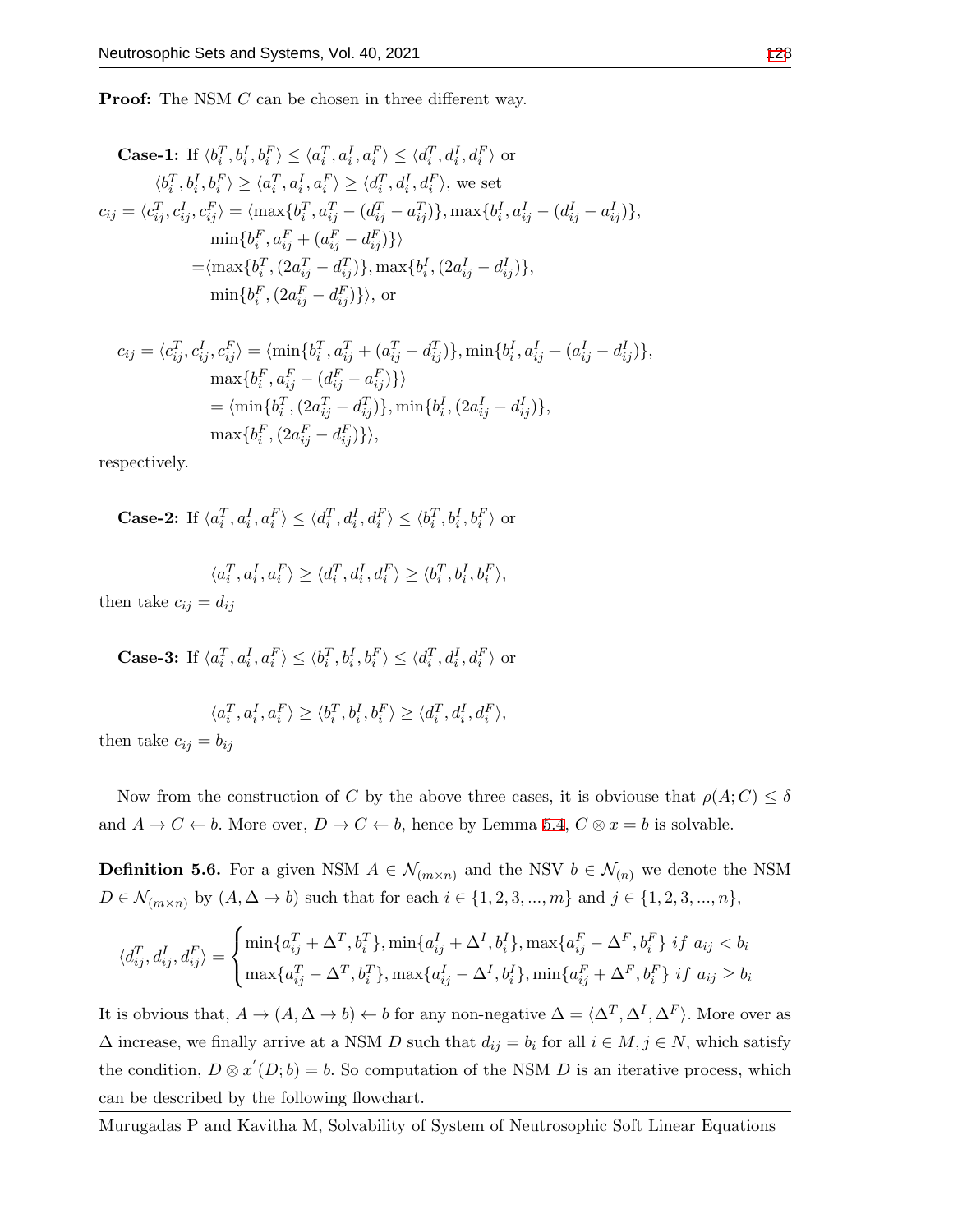**Proof:** The NSM $C$ can be chosen in three different way.

**Case-1:** If $\langle b_i^T, b_i^I, b_i^F\rangle \leq \langle a_i^T, a_i^I, a_i^F\rangle \leq \langle d_i^T, d_i^I, d_i^F\rangle$ or $\langle b_i^T, b_i^I, b_i^F\rangle \geq \langle a_i^T, a_i^I, a_i^F\rangle \geq \langle d_i^T, d_i^I, d_i^F\rangle$, we set

$$
\begin{aligned}
c_{ij} = \langle c_{ij}^T, c_{ij}^I, c_{ij}^F\rangle &= \langle \max\{b_i^T, a_{ij}^T - (d_{ij}^T - a_{ij}^T)\}, \max\{b_i^I, a_{ij}^I - (d_{ij}^I - a_{ij}^I)\}, \\
&\quad \min\{b_i^F, a_{ij}^F + (a_{ij}^F - d_{ij}^F)\}\rangle \\
&= \langle \max\{b_i^T, (2a_{ij}^T - d_{ij}^T)\}, \max\{b_i^I, (2a_{ij}^I - d_{ij}^I)\}, \\
&\quad \min\{b_i^F, (2a_{ij}^F - d_{ij}^F)\}\rangle, \text{ or}
\end{aligned}
$$

$$
\begin{aligned}
c_{ij} = \langle c_{ij}^T, c_{ij}^I, c_{ij}^F\rangle &= \langle \min\{b_i^T, a_{ij}^T + (a_{ij}^T - d_{ij}^T)\}, \min\{b_i^I, a_{ij}^I + (a_{ij}^I - d_{ij}^I)\}, \\
&\quad \max\{b_i^F, a_{ij}^F - (d_{ij}^F - a_{ij}^F)\}\rangle \\
&= \langle \min\{b_i^T, (2a_{ij}^T - d_{ij}^T)\}, \min\{b_i^I, (2a_{ij}^I - d_{ij}^I)\}, \\
&\quad \max\{b_i^F, (2a_{ij}^F - d_{ij}^F)\}\rangle,
\end{aligned}
$$

respectively.

**Case-2:** If $\langle a_i^T, a_i^I, a_i^F\rangle \leq \langle d_i^T, d_i^I, d_i^F\rangle \leq \langle b_i^T, b_i^I, b_i^F\rangle$ or

$$\langle a_i^T, a_i^I, a_i^F\rangle \geq \langle d_i^T, d_i^I, d_i^F\rangle \geq \langle b_i^T, b_i^I, b_i^F\rangle,$$

then take $c_{ij} = d_{ij}$

**Case-3:** If $\langle a_i^T, a_i^I, a_i^F\rangle \leq \langle b_i^T, b_i^I, b_i^F\rangle \leq \langle d_i^T, d_i^I, d_i^F\rangle$ or

$$\langle a_i^T, a_i^I, a_i^F\rangle \geq \langle b_i^T, b_i^I, b_i^F\rangle \geq \langle d_i^T, d_i^I, d_i^F\rangle,$$

then take $c_{ij} = b_{ij}$

Now from the construction of $C$ by the above three cases, it is obviouse that $\rho(A; C) \leq \delta$ and $A \rightarrow C \leftarrow b$. More over, $D \rightarrow C \leftarrow b$, hence by Lemma 5.4, $C \otimes x = b$ is solvable.

**Definition 5.6.** For a given NSM $A \in \mathcal{N}_{(m\times n)}$ and the NSV $b \in \mathcal{N}_{(n)}$ we denote the NSM $D \in \mathcal{N}_{(m\times n)}$ by $(A, \Delta \rightarrow b)$ such that for each $i \in \{1, 2, 3, ..., m\}$ and $j \in \{1, 2, 3, ..., n\}$,

$$
\langle d_{ij}^T, d_{ij}^I, d_{ij}^F\rangle = \begin{cases} \min\{a_{ij}^T + \Delta^T, b_i^T\}, \min\{a_{ij}^I + \Delta^I, b_i^I\}, \max\{a_{ij}^F - \Delta^F, b_i^F\} \ if \ a_{ij} < b_i \\ \max\{a_{ij}^T - \Delta^T, b_i^T\}, \max\{a_{ij}^I - \Delta^I, b_i^I\}, \min\{a_{ij}^F + \Delta^F, b_i^F\} \ if \ a_{ij} \geq b_i \end{cases}
$$

It is obvious that, $A \rightarrow (A, \Delta \rightarrow b) \leftarrow b$ for any non-negative $\Delta = \langle \Delta^T, \Delta^I, \Delta^F\rangle$. More over as $\Delta$ increase, we finally arrive at a NSM $D$ such that $d_{ij} = b_i$ for all $i \in M, j \in N$, which satisfy the condition, $D \otimes x^{'}(D; b) = b$. So computation of the NSM $D$ is an iterative process, which can be described by the following flowchart.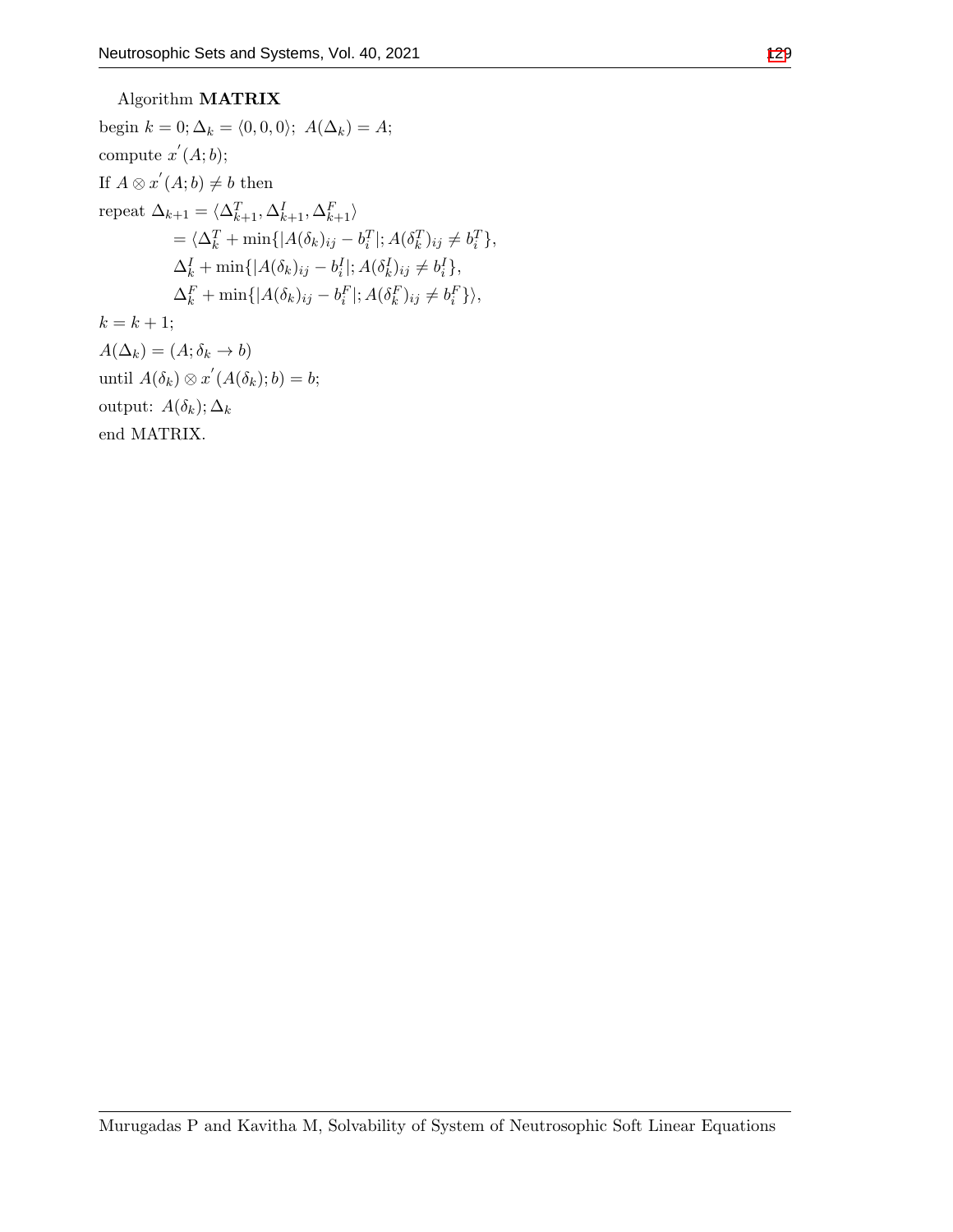Algorithm **MATRIX**

begin $k = 0; \Delta_k = \langle 0, 0, 0\rangle;\ A(\Delta_k) = A;$

compute $x^{'}(A; b);$

If $A \otimes x^{'}(A; b) \neq b$ then

repeat $\Delta_{k+1} = \langle \Delta^T_{k+1}, \Delta^I_{k+1}, \Delta^F_{k+1}\rangle$

$$= \langle \Delta^T_k + \min\{|A(\delta_k)_{ij} - b^T_i|; A(\delta^T_k)_{ij} \neq b^T_i\},$$

$$\Delta^I_k + \min\{|A(\delta_k)_{ij} - b^I_i|; A(\delta^I_k)_{ij} \neq b^I_i\},$$

$$\Delta^F_k + \min\{|A(\delta_k)_{ij} - b^F_i|; A(\delta^F_k)_{ij} \neq b^F_i\}\rangle,$$

$k = k + 1;$

$A(\Delta_k) = (A; \delta_k \to b)$

until $A(\delta_k) \otimes x^{'}(A(\delta_k); b) = b;$

output: $A(\delta_k); \Delta_k$

end MATRIX.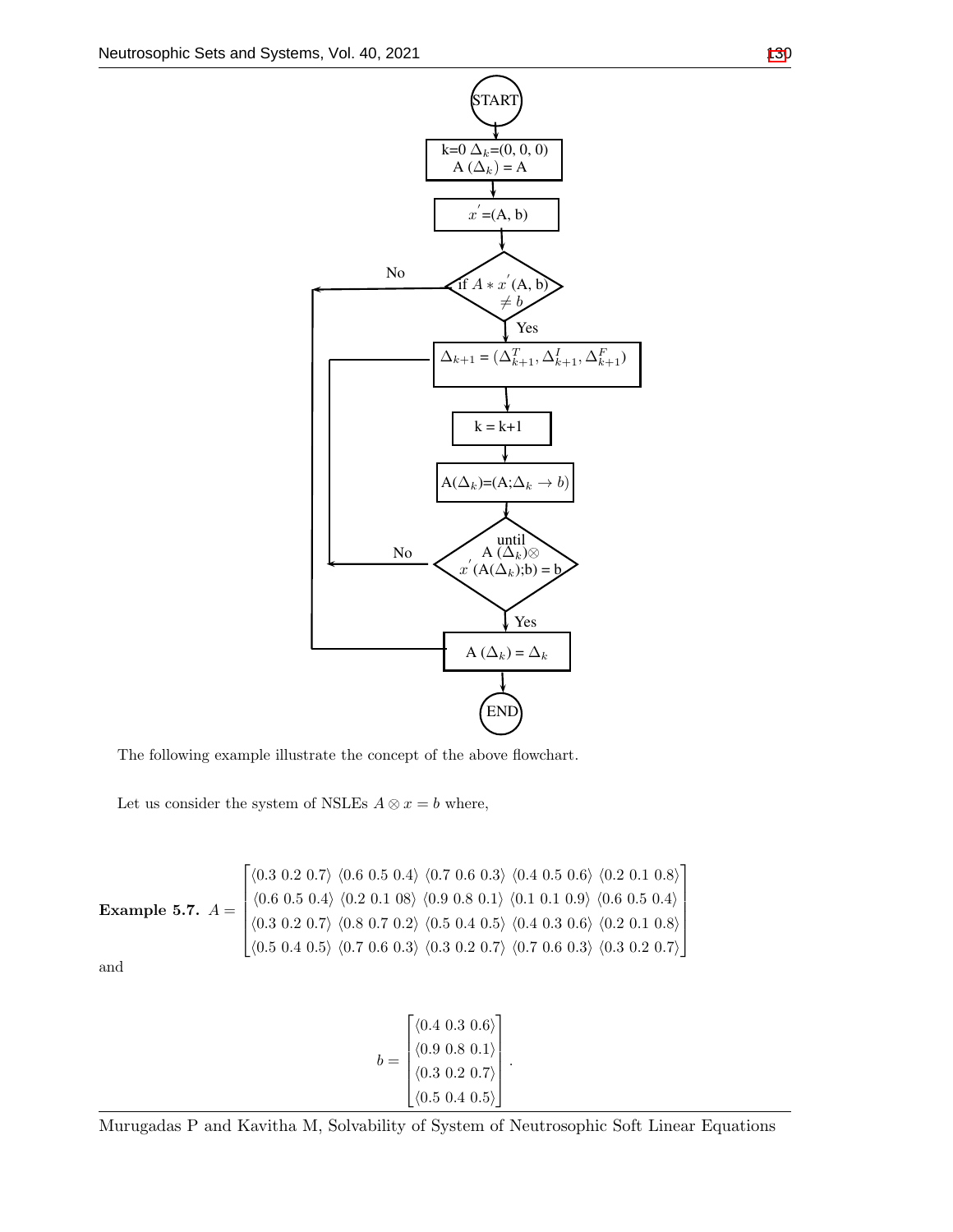START

$k=0$ $\Delta_k=(0, 0, 0)$
$A(\Delta_k) = A$

$x^{'}=(A, b)$

if $A * x^{'}(A, b) \neq b$ — No / Yes

$\Delta_{k+1} = (\Delta^T_{k+1}, \Delta^I_{k+1}, \Delta^F_{k+1})$

$k = k+1$

$A(\Delta_k)=(A;\Delta_k \to b)$

until $A(\Delta_k)\otimes x^{'}(A(\Delta_k);b) = b$ — No / Yes

$A(\Delta_k) = \Delta_k$

END

The following example illustrate the concept of the above flowchart.

Let us consider the system of NSLEs $A \otimes x = b$ where,

**Example 5.7.** $A = \begin{bmatrix} \langle 0.3\ 0.2\ 0.7\rangle & \langle 0.6\ 0.5\ 0.4\rangle & \langle 0.7\ 0.6\ 0.3\rangle & \langle 0.4\ 0.5\ 0.6\rangle & \langle 0.2\ 0.1\ 0.8\rangle \\ \langle 0.6\ 0.5\ 0.4\rangle & \langle 0.2\ 0.1\ 08\rangle & \langle 0.9\ 0.8\ 0.1\rangle & \langle 0.1\ 0.1\ 0.9\rangle & \langle 0.6\ 0.5\ 0.4\rangle \\ \langle 0.3\ 0.2\ 0.7\rangle & \langle 0.8\ 0.7\ 0.2\rangle & \langle 0.5\ 0.4\ 0.5\rangle & \langle 0.4\ 0.3\ 0.6\rangle & \langle 0.2\ 0.1\ 0.8\rangle \\ \langle 0.5\ 0.4\ 0.5\rangle & \langle 0.7\ 0.6\ 0.3\rangle & \langle 0.3\ 0.2\ 0.7\rangle & \langle 0.7\ 0.6\ 0.3\rangle & \langle 0.3\ 0.2\ 0.7\rangle \end{bmatrix}$

and

$$b = \begin{bmatrix} \langle 0.4\ 0.3\ 0.6\rangle \\ \langle 0.9\ 0.8\ 0.1\rangle \\ \langle 0.3\ 0.2\ 0.7\rangle \\ \langle 0.5\ 0.4\ 0.5\rangle \end{bmatrix}.$$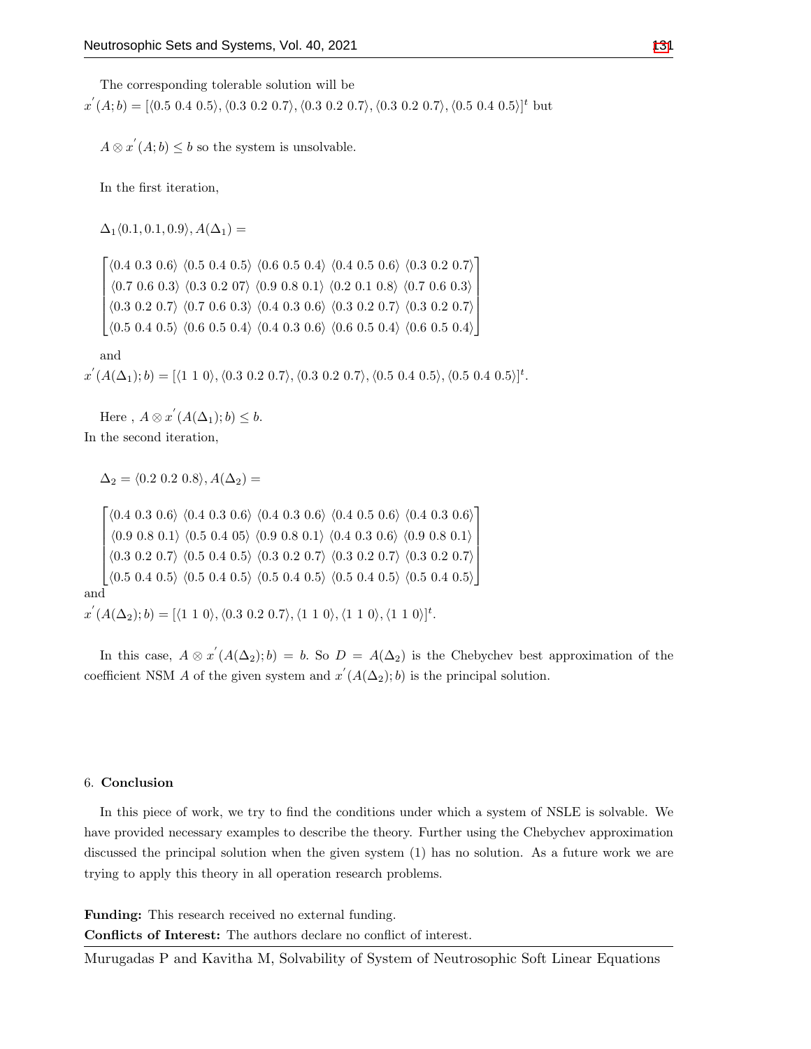The corresponding tolerable solution will be
$x^{'}(A;b) = [\langle 0.5\ 0.4\ 0.5\rangle, \langle 0.3\ 0.2\ 0.7\rangle, \langle 0.3\ 0.2\ 0.7\rangle, \langle 0.3\ 0.2\ 0.7\rangle, \langle 0.5\ 0.4\ 0.5\rangle]^t$ but

$A \otimes x^{'}(A;b) \leq b$ so the system is unsolvable.

In the first iteration,

$\Delta_1\langle 0.1, 0.1, 0.9\rangle, A(\Delta_1) =$

$$\begin{bmatrix} \langle 0.4\ 0.3\ 0.6\rangle & \langle 0.5\ 0.4\ 0.5\rangle & \langle 0.6\ 0.5\ 0.4\rangle & \langle 0.4\ 0.5\ 0.6\rangle & \langle 0.3\ 0.2\ 0.7\rangle \\ \langle 0.7\ 0.6\ 0.3\rangle & \langle 0.3\ 0.2\ 07\rangle & \langle 0.9\ 0.8\ 0.1\rangle & \langle 0.2\ 0.1\ 0.8\rangle & \langle 0.7\ 0.6\ 0.3\rangle \\ \langle 0.3\ 0.2\ 0.7\rangle & \langle 0.7\ 0.6\ 0.3\rangle & \langle 0.4\ 0.3\ 0.6\rangle & \langle 0.3\ 0.2\ 0.7\rangle & \langle 0.3\ 0.2\ 0.7\rangle \\ \langle 0.5\ 0.4\ 0.5\rangle & \langle 0.6\ 0.5\ 0.4\rangle & \langle 0.4\ 0.3\ 0.6\rangle & \langle 0.6\ 0.5\ 0.4\rangle & \langle 0.6\ 0.5\ 0.4\rangle \end{bmatrix}$$

and
$x^{'}(A(\Delta_1);b) = [\langle 1\ 1\ 0\rangle, \langle 0.3\ 0.2\ 0.7\rangle, \langle 0.3\ 0.2\ 0.7\rangle, \langle 0.5\ 0.4\ 0.5\rangle, \langle 0.5\ 0.4\ 0.5\rangle]^t$.

Here , $A \otimes x^{'}(A(\Delta_1);b) \leq b$.
In the second iteration,

$\Delta_2 = \langle 0.2\ 0.2\ 0.8\rangle, A(\Delta_2) =$

$$\begin{bmatrix} \langle 0.4\ 0.3\ 0.6\rangle & \langle 0.4\ 0.3\ 0.6\rangle & \langle 0.4\ 0.3\ 0.6\rangle & \langle 0.4\ 0.5\ 0.6\rangle & \langle 0.4\ 0.3\ 0.6\rangle \\ \langle 0.9\ 0.8\ 0.1\rangle & \langle 0.5\ 0.4\ 05\rangle & \langle 0.9\ 0.8\ 0.1\rangle & \langle 0.4\ 0.3\ 0.6\rangle & \langle 0.9\ 0.8\ 0.1\rangle \\ \langle 0.3\ 0.2\ 0.7\rangle & \langle 0.5\ 0.4\ 0.5\rangle & \langle 0.3\ 0.2\ 0.7\rangle & \langle 0.3\ 0.2\ 0.7\rangle & \langle 0.3\ 0.2\ 0.7\rangle \\ \langle 0.5\ 0.4\ 0.5\rangle & \langle 0.5\ 0.4\ 0.5\rangle & \langle 0.5\ 0.4\ 0.5\rangle & \langle 0.5\ 0.4\ 0.5\rangle & \langle 0.5\ 0.4\ 0.5\rangle \end{bmatrix}$$

and
$x^{'}(A(\Delta_2);b) = [\langle 1\ 1\ 0\rangle, \langle 0.3\ 0.2\ 0.7\rangle, \langle 1\ 1\ 0\rangle, \langle 1\ 1\ 0\rangle, \langle 1\ 1\ 0\rangle]^t$.

In this case, $A \otimes x^{'}(A(\Delta_2);b) = b$. So $D = A(\Delta_2)$ is the Chebychev best approximation of the coefficient NSM $A$ of the given system and $x^{'}(A(\Delta_2);b)$ is the principal solution.

## 6. Conclusion

In this piece of work, we try to find the conditions under which a system of NSLE is solvable. We have provided necessary examples to describe the theory. Further using the Chebychev approximation discussed the principal solution when the given system (1) has no solution. As a future work we are trying to apply this theory in all operation research problems.

**Funding:** This research received no external funding.

**Conflicts of Interest:** The authors declare no conflict of interest.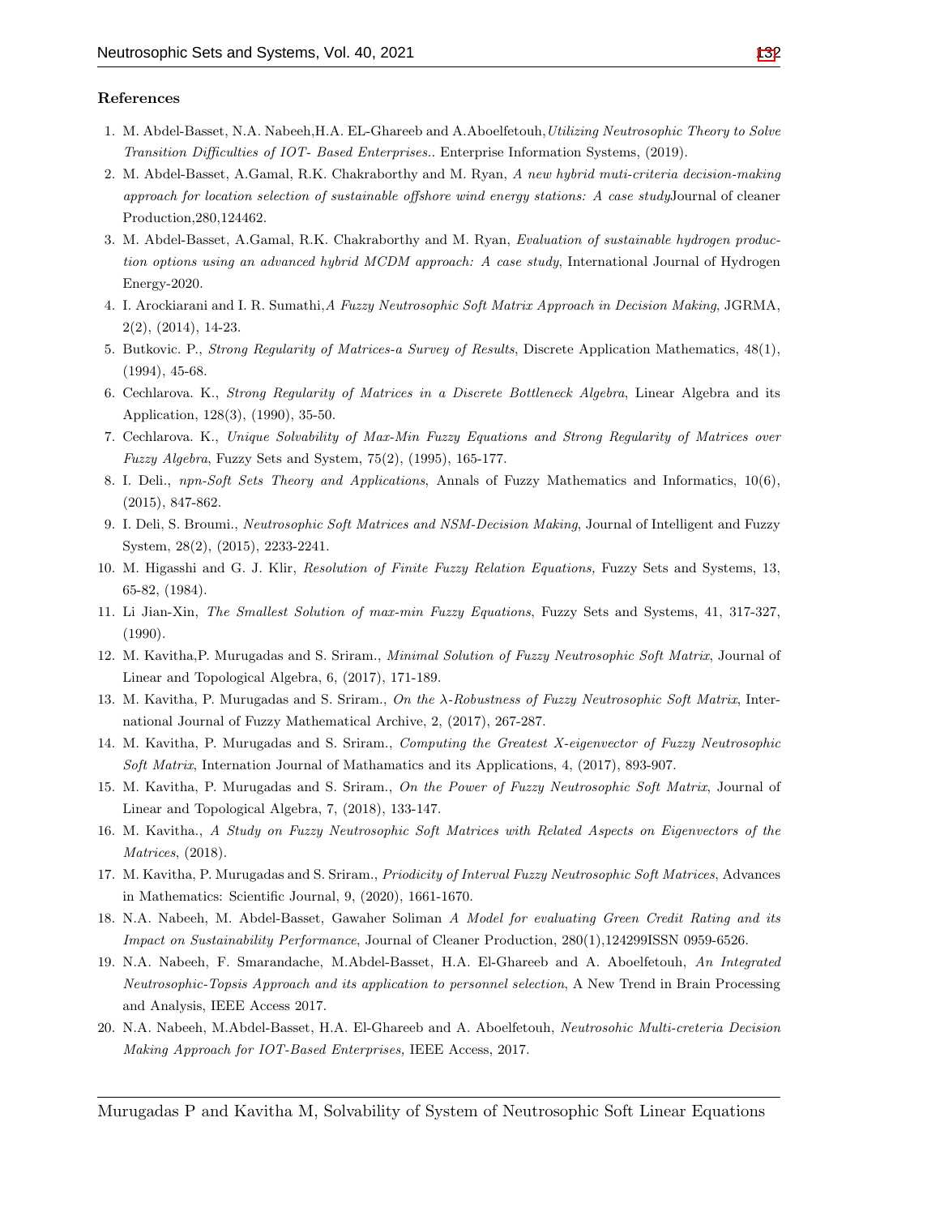**References**

1. M. Abdel-Basset, N.A. Nabeeh,H.A. EL-Ghareeb and A.Aboelfetouh,*Utilizing Neutrosophic Theory to Solve Transition Difficulties of IOT- Based Enterprises.*. Enterprise Information Systems, (2019).
2. M. Abdel-Basset, A.Gamal, R.K. Chakraborthy and M. Ryan, *A new hybrid muti-criteria decision-making approach for location selection of sustainable offshore wind energy stations: A case study*Journal of cleaner Production,280,124462.
3. M. Abdel-Basset, A.Gamal, R.K. Chakraborthy and M. Ryan, *Evaluation of sustainable hydrogen production options using an advanced hybrid MCDM approach: A case study*, International Journal of Hydrogen Energy-2020.
4. I. Arockiarani and I. R. Sumathi,*A Fuzzy Neutrosophic Soft Matrix Approach in Decision Making*, JGRMA, 2(2), (2014), 14-23.
5. Butkovic. P., *Strong Regularity of Matrices-a Survey of Results*, Discrete Application Mathematics, 48(1), (1994), 45-68.
6. Cechlarova. K., *Strong Regularity of Matrices in a Discrete Bottleneck Algebra*, Linear Algebra and its Application, 128(3), (1990), 35-50.
7. Cechlarova. K., *Unique Solvability of Max-Min Fuzzy Equations and Strong Regularity of Matrices over Fuzzy Algebra*, Fuzzy Sets and System, 75(2), (1995), 165-177.
8. I. Deli., *npn-Soft Sets Theory and Applications*, Annals of Fuzzy Mathematics and Informatics, 10(6), (2015), 847-862.
9. I. Deli, S. Broumi., *Neutrosophic Soft Matrices and NSM-Decision Making*, Journal of Intelligent and Fuzzy System, 28(2), (2015), 2233-2241.
10. M. Higasshi and G. J. Klir, *Resolution of Finite Fuzzy Relation Equations,* Fuzzy Sets and Systems, 13, 65-82, (1984).
11. Li Jian-Xin, *The Smallest Solution of max-min Fuzzy Equations*, Fuzzy Sets and Systems, 41, 317-327, (1990).
12. M. Kavitha,P. Murugadas and S. Sriram., *Minimal Solution of Fuzzy Neutrosophic Soft Matrix*, Journal of Linear and Topological Algebra, 6, (2017), 171-189.
13. M. Kavitha, P. Murugadas and S. Sriram., *On the $\lambda$-Robustness of Fuzzy Neutrosophic Soft Matrix*, International Journal of Fuzzy Mathematical Archive, 2, (2017), 267-287.
14. M. Kavitha, P. Murugadas and S. Sriram., *Computing the Greatest X-eigenvector of Fuzzy Neutrosophic Soft Matrix*, Internation Journal of Mathamatics and its Applications, 4, (2017), 893-907.
15. M. Kavitha, P. Murugadas and S. Sriram., *On the Power of Fuzzy Neutrosophic Soft Matrix*, Journal of Linear and Topological Algebra, 7, (2018), 133-147.
16. M. Kavitha., *A Study on Fuzzy Neutrosophic Soft Matrices with Related Aspects on Eigenvectors of the Matrices*, (2018).
17. M. Kavitha, P. Murugadas and S. Sriram., *Priodicity of Interval Fuzzy Neutrosophic Soft Matrices*, Advances in Mathematics: Scientific Journal, 9, (2020), 1661-1670.
18. N.A. Nabeeh, M. Abdel-Basset, Gawaher Soliman *A Model for evaluating Green Credit Rating and its Impact on Sustainability Performance*, Journal of Cleaner Production, 280(1),124299ISSN 0959-6526.
19. N.A. Nabeeh, F. Smarandache, M.Abdel-Basset, H.A. El-Ghareeb and A. Aboelfetouh, *An Integrated Neutrosophic-Topsis Approach and its application to personnel selection*, A New Trend in Brain Processing and Analysis, IEEE Access 2017.
20. N.A. Nabeeh, M.Abdel-Basset, H.A. El-Ghareeb and A. Aboelfetouh, *Neutrosohic Multi-creteria Decision Making Approach for IOT-Based Enterprises,* IEEE Access, 2017.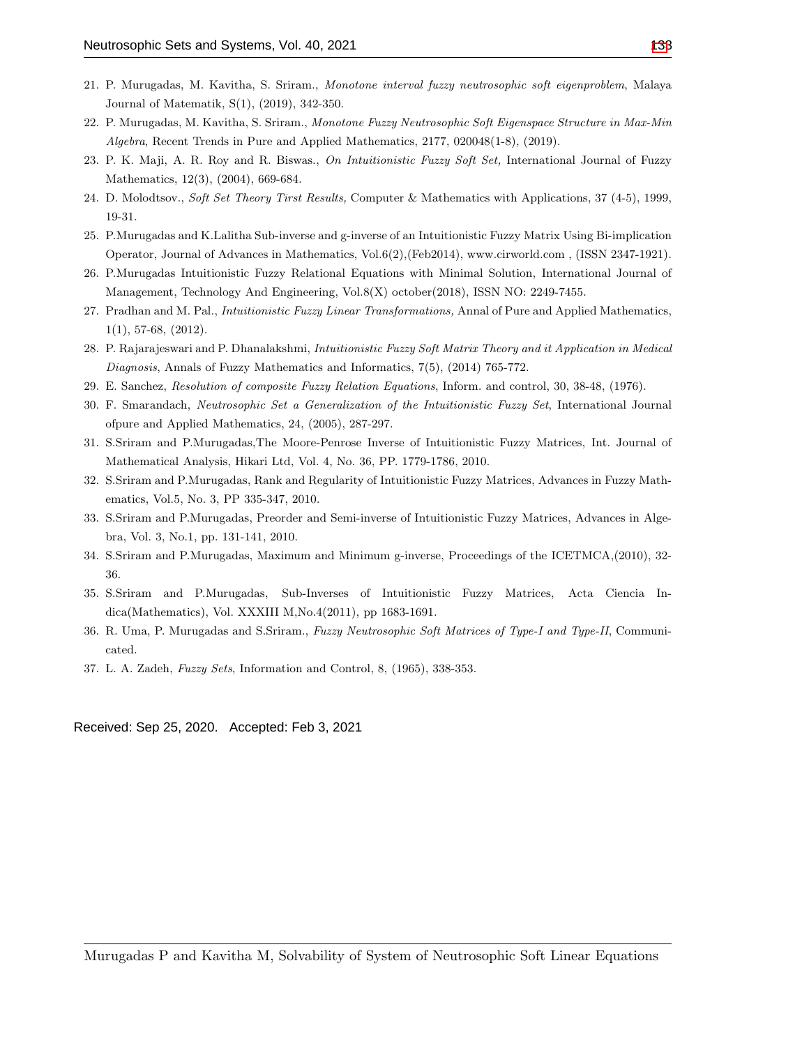21. P. Murugadas, M. Kavitha, S. Sriram., *Monotone interval fuzzy neutrosophic soft eigenproblem*, Malaya Journal of Matematik, S(1), (2019), 342-350.
22. P. Murugadas, M. Kavitha, S. Sriram., *Monotone Fuzzy Neutrosophic Soft Eigenspace Structure in Max-Min Algebra*, Recent Trends in Pure and Applied Mathematics, 2177, 020048(1-8), (2019).
23. P. K. Maji, A. R. Roy and R. Biswas., *On Intuitionistic Fuzzy Soft Set,* International Journal of Fuzzy Mathematics, 12(3), (2004), 669-684.
24. D. Molodtsov., *Soft Set Theory Tirst Results,* Computer & Mathematics with Applications, 37 (4-5), 1999, 19-31.
25. P.Murugadas and K.Lalitha Sub-inverse and g-inverse of an Intuitionistic Fuzzy Matrix Using Bi-implication Operator, Journal of Advances in Mathematics, Vol.6(2),(Feb2014), www.cirworld.com , (ISSN 2347-1921).
26. P.Murugadas Intuitionistic Fuzzy Relational Equations with Minimal Solution, International Journal of Management, Technology And Engineering, Vol.8(X) october(2018), ISSN NO: 2249-7455.
27. Pradhan and M. Pal., *Intuitionistic Fuzzy Linear Transformations,* Annal of Pure and Applied Mathematics, 1(1), 57-68, (2012).
28. P. Rajarajeswari and P. Dhanalakshmi, *Intuitionistic Fuzzy Soft Matrix Theory and it Application in Medical Diagnosis*, Annals of Fuzzy Mathematics and Informatics, 7(5), (2014) 765-772.
29. E. Sanchez, *Resolution of composite Fuzzy Relation Equations*, Inform. and control, 30, 38-48, (1976).
30. F. Smarandach, *Neutrosophic Set a Generalization of the Intuitionistic Fuzzy Set*, International Journal ofpure and Applied Mathematics, 24, (2005), 287-297.
31. S.Sriram and P.Murugadas,The Moore-Penrose Inverse of Intuitionistic Fuzzy Matrices, Int. Journal of Mathematical Analysis, Hikari Ltd, Vol. 4, No. 36, PP. 1779-1786, 2010.
32. S.Sriram and P.Murugadas, Rank and Regularity of Intuitionistic Fuzzy Matrices, Advances in Fuzzy Mathematics, Vol.5, No. 3, PP 335-347, 2010.
33. S.Sriram and P.Murugadas, Preorder and Semi-inverse of Intuitionistic Fuzzy Matrices, Advances in Algebra, Vol. 3, No.1, pp. 131-141, 2010.
34. S.Sriram and P.Murugadas, Maximum and Minimum g-inverse, Proceedings of the ICETMCA,(2010), 32-36.
35. S.Sriram and P.Murugadas, Sub-Inverses of Intuitionistic Fuzzy Matrices, Acta Ciencia Indica(Mathematics), Vol. XXXIII M,No.4(2011), pp 1683-1691.
36. R. Uma, P. Murugadas and S.Sriram., *Fuzzy Neutrosophic Soft Matrices of Type-I and Type-II*, Communicated.
37. L. A. Zadeh, *Fuzzy Sets*, Information and Control, 8, (1965), 338-353.

Received: Sep 25, 2020. Accepted: Feb 3, 2021